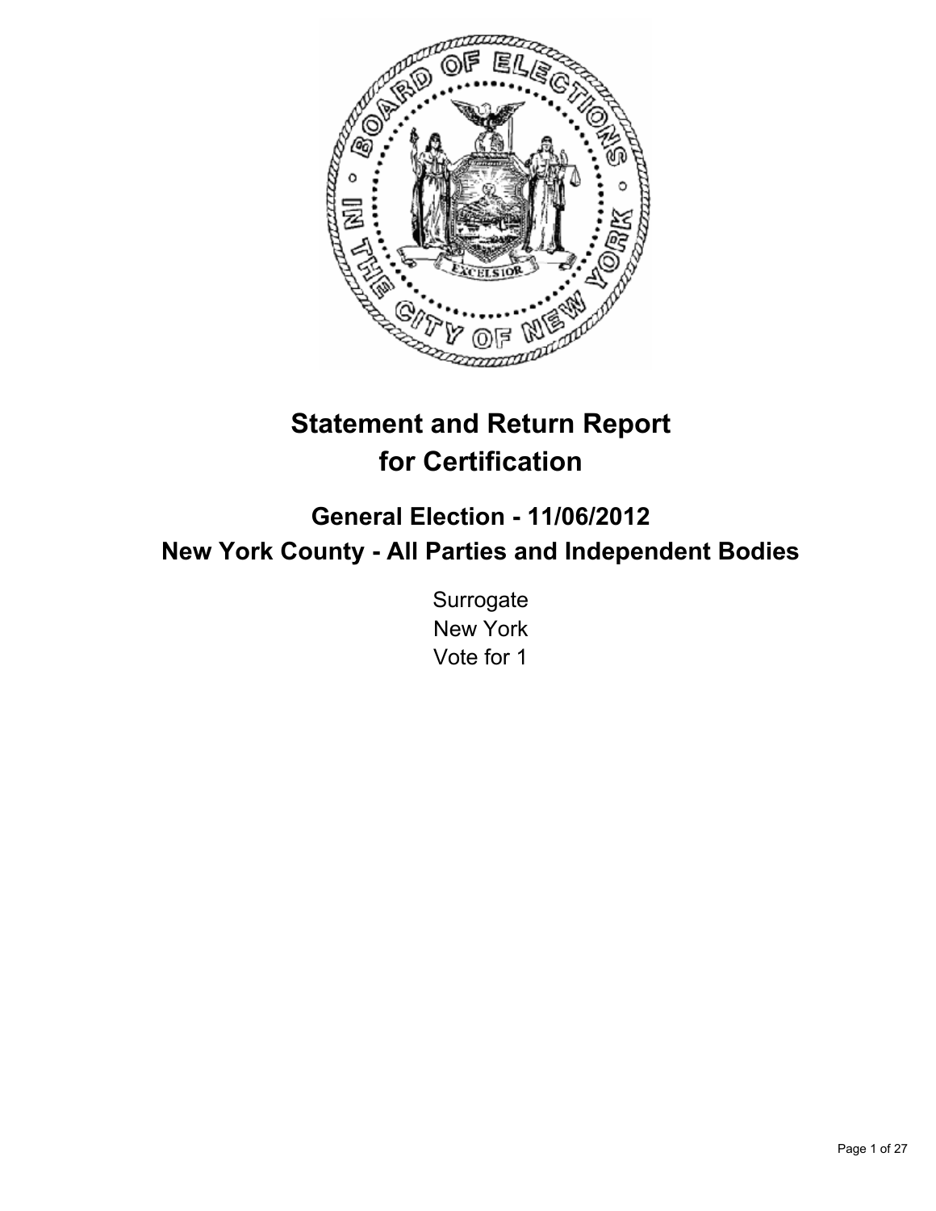# Statement and Return Report for Certification

## General Election - 11/06/2012
## New York County - All Parties and Independent Bodies

Surrogate
New York
Vote for 1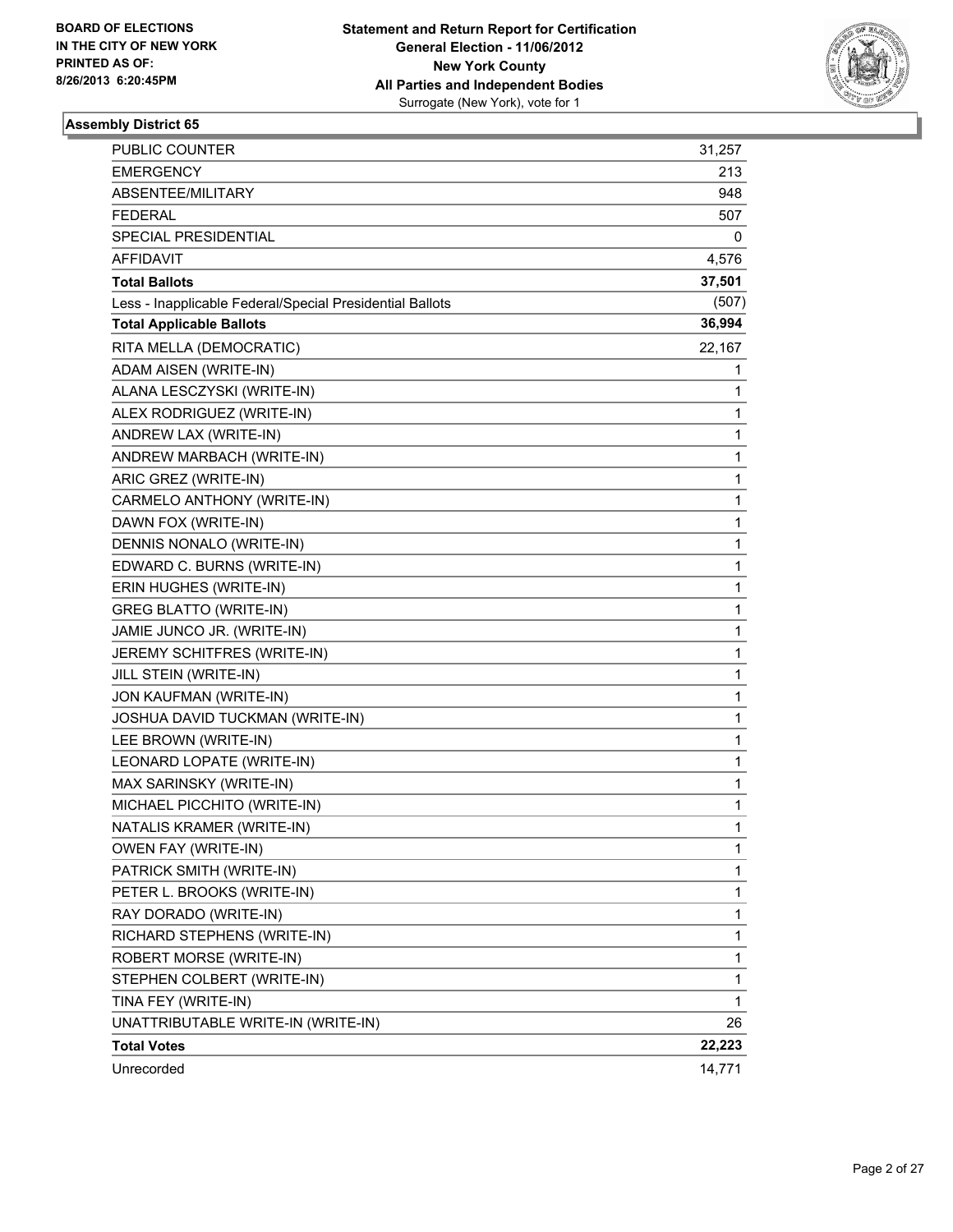BOARD OF ELECTIONS
IN THE CITY OF NEW YORK
PRINTED AS OF:
8/26/2013 6:20:45PM

**Statement and Return Report for Certification**
**General Election - 11/06/2012**
**New York County**
**All Parties and Independent Bodies**
Surrogate (New York), vote for 1

### Assembly District 65

| | |
|---|---|
| PUBLIC COUNTER | 31,257 |
| EMERGENCY | 213 |
| ABSENTEE/MILITARY | 948 |
| FEDERAL | 507 |
| SPECIAL PRESIDENTIAL | 0 |
| AFFIDAVIT | 4,576 |
| **Total Ballots** | **37,501** |
| Less - Inapplicable Federal/Special Presidential Ballots | (507) |
| **Total Applicable Ballots** | **36,994** |
| RITA MELLA (DEMOCRATIC) | 22,167 |
| ADAM AISEN (WRITE-IN) | 1 |
| ALANA LESCZYSKI (WRITE-IN) | 1 |
| ALEX RODRIGUEZ (WRITE-IN) | 1 |
| ANDREW LAX (WRITE-IN) | 1 |
| ANDREW MARBACH (WRITE-IN) | 1 |
| ARIC GREZ (WRITE-IN) | 1 |
| CARMELO ANTHONY (WRITE-IN) | 1 |
| DAWN FOX (WRITE-IN) | 1 |
| DENNIS NONALO (WRITE-IN) | 1 |
| EDWARD C. BURNS (WRITE-IN) | 1 |
| ERIN HUGHES (WRITE-IN) | 1 |
| GREG BLATTO (WRITE-IN) | 1 |
| JAMIE JUNCO JR. (WRITE-IN) | 1 |
| JEREMY SCHITFRES (WRITE-IN) | 1 |
| JILL STEIN (WRITE-IN) | 1 |
| JON KAUFMAN (WRITE-IN) | 1 |
| JOSHUA DAVID TUCKMAN (WRITE-IN) | 1 |
| LEE BROWN (WRITE-IN) | 1 |
| LEONARD LOPATE (WRITE-IN) | 1 |
| MAX SARINSKY (WRITE-IN) | 1 |
| MICHAEL PICCHITO (WRITE-IN) | 1 |
| NATALIS KRAMER (WRITE-IN) | 1 |
| OWEN FAY (WRITE-IN) | 1 |
| PATRICK SMITH (WRITE-IN) | 1 |
| PETER L. BROOKS (WRITE-IN) | 1 |
| RAY DORADO (WRITE-IN) | 1 |
| RICHARD STEPHENS (WRITE-IN) | 1 |
| ROBERT MORSE (WRITE-IN) | 1 |
| STEPHEN COLBERT (WRITE-IN) | 1 |
| TINA FEY (WRITE-IN) | 1 |
| UNATTRIBUTABLE WRITE-IN (WRITE-IN) | 26 |
| **Total Votes** | **22,223** |
| Unrecorded | 14,771 |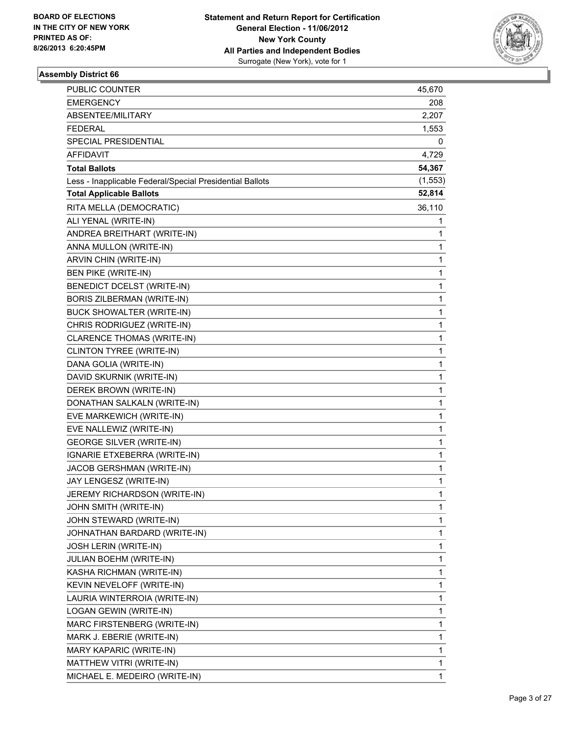BOARD OF ELECTIONS
IN THE CITY OF NEW YORK
PRINTED AS OF:
8/26/2013 6:20:45PM

**Statement and Return Report for Certification**
**General Election - 11/06/2012**
**New York County**
**All Parties and Independent Bodies**
Surrogate (New York), vote for 1

### Assembly District 66

| | |
|---|---|
| PUBLIC COUNTER | 45,670 |
| EMERGENCY | 208 |
| ABSENTEE/MILITARY | 2,207 |
| FEDERAL | 1,553 |
| SPECIAL PRESIDENTIAL | 0 |
| AFFIDAVIT | 4,729 |
| **Total Ballots** | **54,367** |
| Less - Inapplicable Federal/Special Presidential Ballots | (1,553) |
| **Total Applicable Ballots** | **52,814** |
| RITA MELLA (DEMOCRATIC) | 36,110 |
| ALI YENAL (WRITE-IN) | 1 |
| ANDREA BREITHART (WRITE-IN) | 1 |
| ANNA MULLON (WRITE-IN) | 1 |
| ARVIN CHIN (WRITE-IN) | 1 |
| BEN PIKE (WRITE-IN) | 1 |
| BENEDICT DCELST (WRITE-IN) | 1 |
| BORIS ZILBERMAN (WRITE-IN) | 1 |
| BUCK SHOWALTER (WRITE-IN) | 1 |
| CHRIS RODRIGUEZ (WRITE-IN) | 1 |
| CLARENCE THOMAS (WRITE-IN) | 1 |
| CLINTON TYREE (WRITE-IN) | 1 |
| DANA GOLIA (WRITE-IN) | 1 |
| DAVID SKURNIK (WRITE-IN) | 1 |
| DEREK BROWN (WRITE-IN) | 1 |
| DONATHAN SALKALN (WRITE-IN) | 1 |
| EVE MARKEWICH (WRITE-IN) | 1 |
| EVE NALLEWIZ (WRITE-IN) | 1 |
| GEORGE SILVER (WRITE-IN) | 1 |
| IGNARIE ETXEBERRA (WRITE-IN) | 1 |
| JACOB GERSHMAN (WRITE-IN) | 1 |
| JAY LENGESZ (WRITE-IN) | 1 |
| JEREMY RICHARDSON (WRITE-IN) | 1 |
| JOHN SMITH (WRITE-IN) | 1 |
| JOHN STEWARD (WRITE-IN) | 1 |
| JOHNATHAN BARDARD (WRITE-IN) | 1 |
| JOSH LERIN (WRITE-IN) | 1 |
| JULIAN BOEHM (WRITE-IN) | 1 |
| KASHA RICHMAN (WRITE-IN) | 1 |
| KEVIN NEVELOFF (WRITE-IN) | 1 |
| LAURIA WINTERROIA (WRITE-IN) | 1 |
| LOGAN GEWIN (WRITE-IN) | 1 |
| MARC FIRSTENBERG (WRITE-IN) | 1 |
| MARK J. EBERIE (WRITE-IN) | 1 |
| MARY KAPARIC (WRITE-IN) | 1 |
| MATTHEW VITRI (WRITE-IN) | 1 |
| MICHAEL E. MEDEIRO (WRITE-IN) | 1 |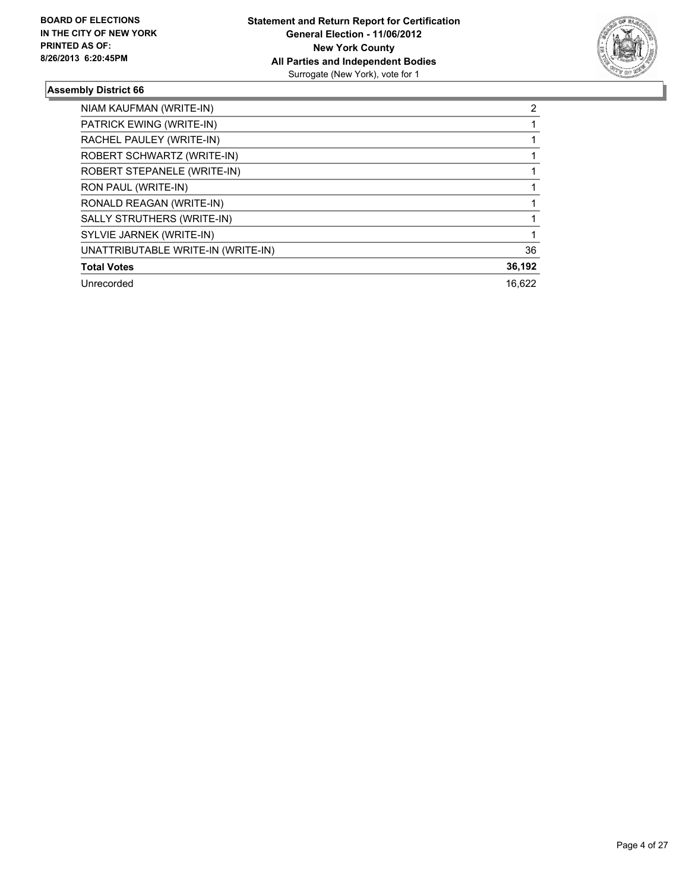**BOARD OF ELECTIONS IN THE CITY OF NEW YORK PRINTED AS OF: 8/26/2013 6:20:45PM**

**Statement and Return Report for Certification**
**General Election - 11/06/2012**
**New York County**
**All Parties and Independent Bodies**
Surrogate (New York), vote for 1

### Assembly District 66

| | |
|---|---|
| NIAM KAUFMAN (WRITE-IN) | 2 |
| PATRICK EWING (WRITE-IN) | 1 |
| RACHEL PAULEY (WRITE-IN) | 1 |
| ROBERT SCHWARTZ (WRITE-IN) | 1 |
| ROBERT STEPANELE (WRITE-IN) | 1 |
| RON PAUL (WRITE-IN) | 1 |
| RONALD REAGAN (WRITE-IN) | 1 |
| SALLY STRUTHERS (WRITE-IN) | 1 |
| SYLVIE JARNEK (WRITE-IN) | 1 |
| UNATTRIBUTABLE WRITE-IN (WRITE-IN) | 36 |
| **Total Votes** | **36,192** |
| Unrecorded | 16,622 |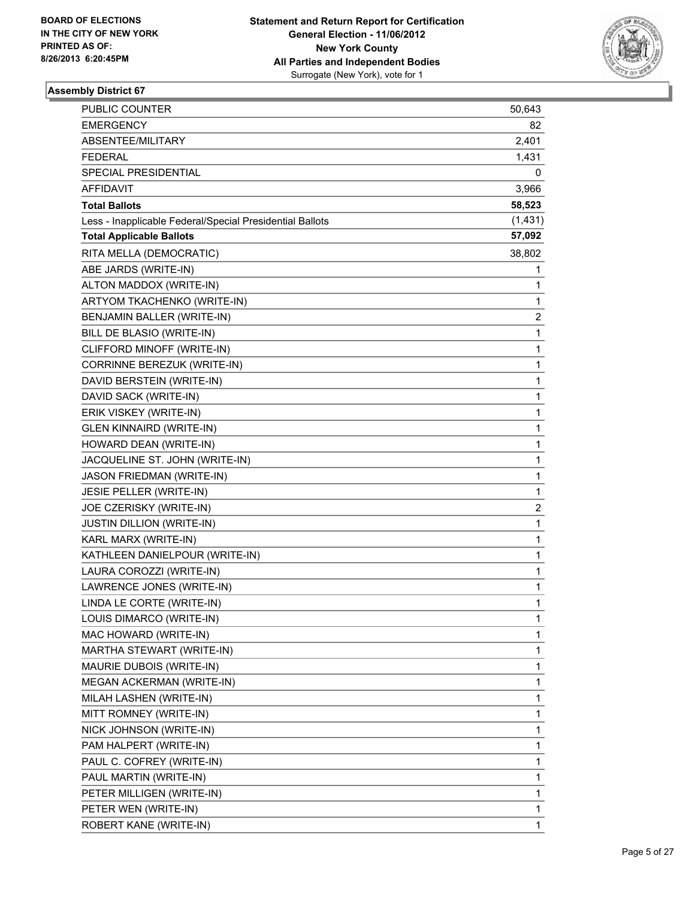**BOARD OF ELECTIONS IN THE CITY OF NEW YORK PRINTED AS OF: 8/26/2013 6:20:45PM**

**Statement and Return Report for Certification General Election - 11/06/2012 New York County All Parties and Independent Bodies**
Surrogate (New York), vote for 1

### Assembly District 67

| | |
|---|---|
| PUBLIC COUNTER | 50,643 |
| EMERGENCY | 82 |
| ABSENTEE/MILITARY | 2,401 |
| FEDERAL | 1,431 |
| SPECIAL PRESIDENTIAL | 0 |
| AFFIDAVIT | 3,966 |
| **Total Ballots** | **58,523** |
| Less - Inapplicable Federal/Special Presidential Ballots | (1,431) |
| **Total Applicable Ballots** | **57,092** |
| RITA MELLA (DEMOCRATIC) | 38,802 |
| ABE JARDS (WRITE-IN) | 1 |
| ALTON MADDOX (WRITE-IN) | 1 |
| ARTYOM TKACHENKO (WRITE-IN) | 1 |
| BENJAMIN BALLER (WRITE-IN) | 2 |
| BILL DE BLASIO (WRITE-IN) | 1 |
| CLIFFORD MINOFF (WRITE-IN) | 1 |
| CORRINNE BEREZUK (WRITE-IN) | 1 |
| DAVID BERSTEIN (WRITE-IN) | 1 |
| DAVID SACK (WRITE-IN) | 1 |
| ERIK VISKEY (WRITE-IN) | 1 |
| GLEN KINNAIRD (WRITE-IN) | 1 |
| HOWARD DEAN (WRITE-IN) | 1 |
| JACQUELINE ST. JOHN (WRITE-IN) | 1 |
| JASON FRIEDMAN (WRITE-IN) | 1 |
| JESIE PELLER (WRITE-IN) | 1 |
| JOE CZERISKY (WRITE-IN) | 2 |
| JUSTIN DILLION (WRITE-IN) | 1 |
| KARL MARX (WRITE-IN) | 1 |
| KATHLEEN DANIELPOUR (WRITE-IN) | 1 |
| LAURA COROZZI (WRITE-IN) | 1 |
| LAWRENCE JONES (WRITE-IN) | 1 |
| LINDA LE CORTE (WRITE-IN) | 1 |
| LOUIS DIMARCO (WRITE-IN) | 1 |
| MAC HOWARD (WRITE-IN) | 1 |
| MARTHA STEWART (WRITE-IN) | 1 |
| MAURIE DUBOIS (WRITE-IN) | 1 |
| MEGAN ACKERMAN (WRITE-IN) | 1 |
| MILAH LASHEN (WRITE-IN) | 1 |
| MITT ROMNEY (WRITE-IN) | 1 |
| NICK JOHNSON (WRITE-IN) | 1 |
| PAM HALPERT (WRITE-IN) | 1 |
| PAUL C. COFREY (WRITE-IN) | 1 |
| PAUL MARTIN (WRITE-IN) | 1 |
| PETER MILLIGEN (WRITE-IN) | 1 |
| PETER WEN (WRITE-IN) | 1 |
| ROBERT KANE (WRITE-IN) | 1 |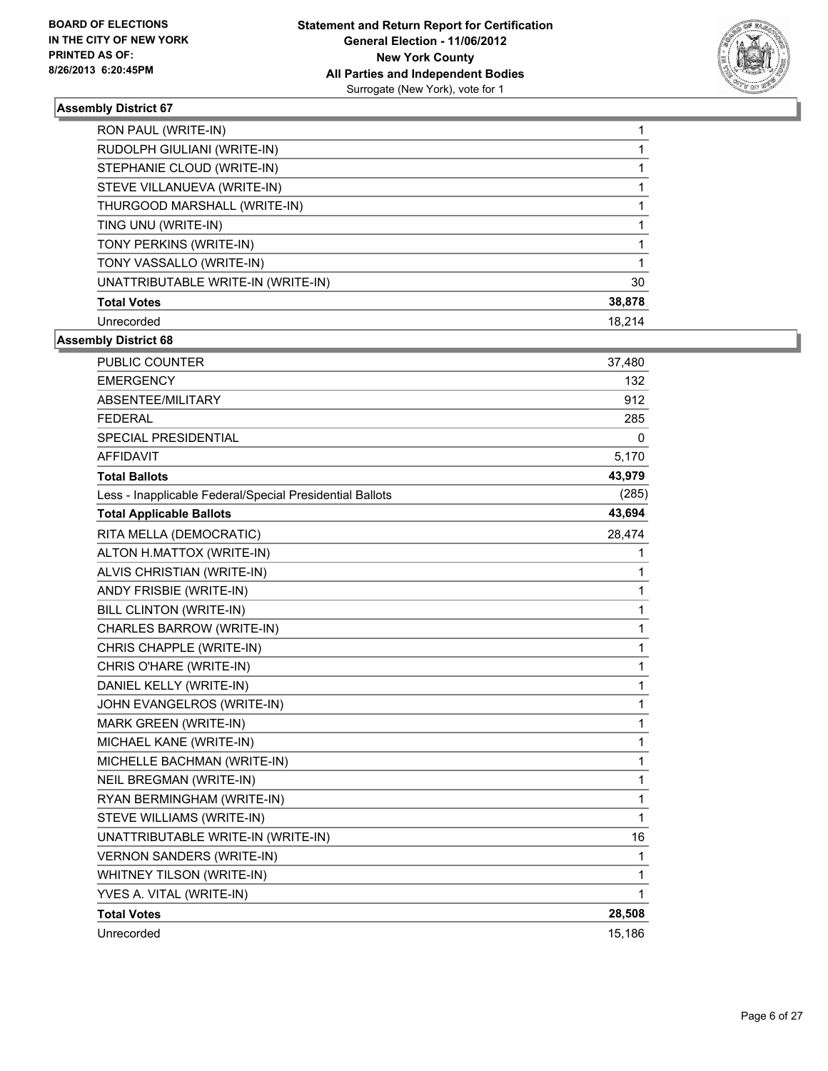**BOARD OF ELECTIONS**
**IN THE CITY OF NEW YORK**
**PRINTED AS OF:**
**8/26/2013 6:20:45PM**

**Statement and Return Report for Certification**
**General Election - 11/06/2012**
**New York County**
**All Parties and Independent Bodies**
Surrogate (New York), vote for 1

### Assembly District 67

| | |
|---|---|
| RON PAUL (WRITE-IN) | 1 |
| RUDOLPH GIULIANI (WRITE-IN) | 1 |
| STEPHANIE CLOUD (WRITE-IN) | 1 |
| STEVE VILLANUEVA (WRITE-IN) | 1 |
| THURGOOD MARSHALL (WRITE-IN) | 1 |
| TING UNU (WRITE-IN) | 1 |
| TONY PERKINS (WRITE-IN) | 1 |
| TONY VASSALLO (WRITE-IN) | 1 |
| UNATTRIBUTABLE WRITE-IN (WRITE-IN) | 30 |
| **Total Votes** | **38,878** |
| Unrecorded | 18,214 |

### Assembly District 68

| | |
|---|---|
| PUBLIC COUNTER | 37,480 |
| EMERGENCY | 132 |
| ABSENTEE/MILITARY | 912 |
| FEDERAL | 285 |
| SPECIAL PRESIDENTIAL | 0 |
| AFFIDAVIT | 5,170 |
| **Total Ballots** | **43,979** |
| Less - Inapplicable Federal/Special Presidential Ballots | (285) |
| **Total Applicable Ballots** | **43,694** |
| RITA MELLA (DEMOCRATIC) | 28,474 |
| ALTON H.MATTOX (WRITE-IN) | 1 |
| ALVIS CHRISTIAN (WRITE-IN) | 1 |
| ANDY FRISBIE (WRITE-IN) | 1 |
| BILL CLINTON (WRITE-IN) | 1 |
| CHARLES BARROW (WRITE-IN) | 1 |
| CHRIS CHAPPLE (WRITE-IN) | 1 |
| CHRIS O'HARE (WRITE-IN) | 1 |
| DANIEL KELLY (WRITE-IN) | 1 |
| JOHN EVANGELROS (WRITE-IN) | 1 |
| MARK GREEN (WRITE-IN) | 1 |
| MICHAEL KANE (WRITE-IN) | 1 |
| MICHELLE BACHMAN (WRITE-IN) | 1 |
| NEIL BREGMAN (WRITE-IN) | 1 |
| RYAN BERMINGHAM (WRITE-IN) | 1 |
| STEVE WILLIAMS (WRITE-IN) | 1 |
| UNATTRIBUTABLE WRITE-IN (WRITE-IN) | 16 |
| VERNON SANDERS (WRITE-IN) | 1 |
| WHITNEY TILSON (WRITE-IN) | 1 |
| YVES A. VITAL (WRITE-IN) | 1 |
| **Total Votes** | **28,508** |
| Unrecorded | 15,186 |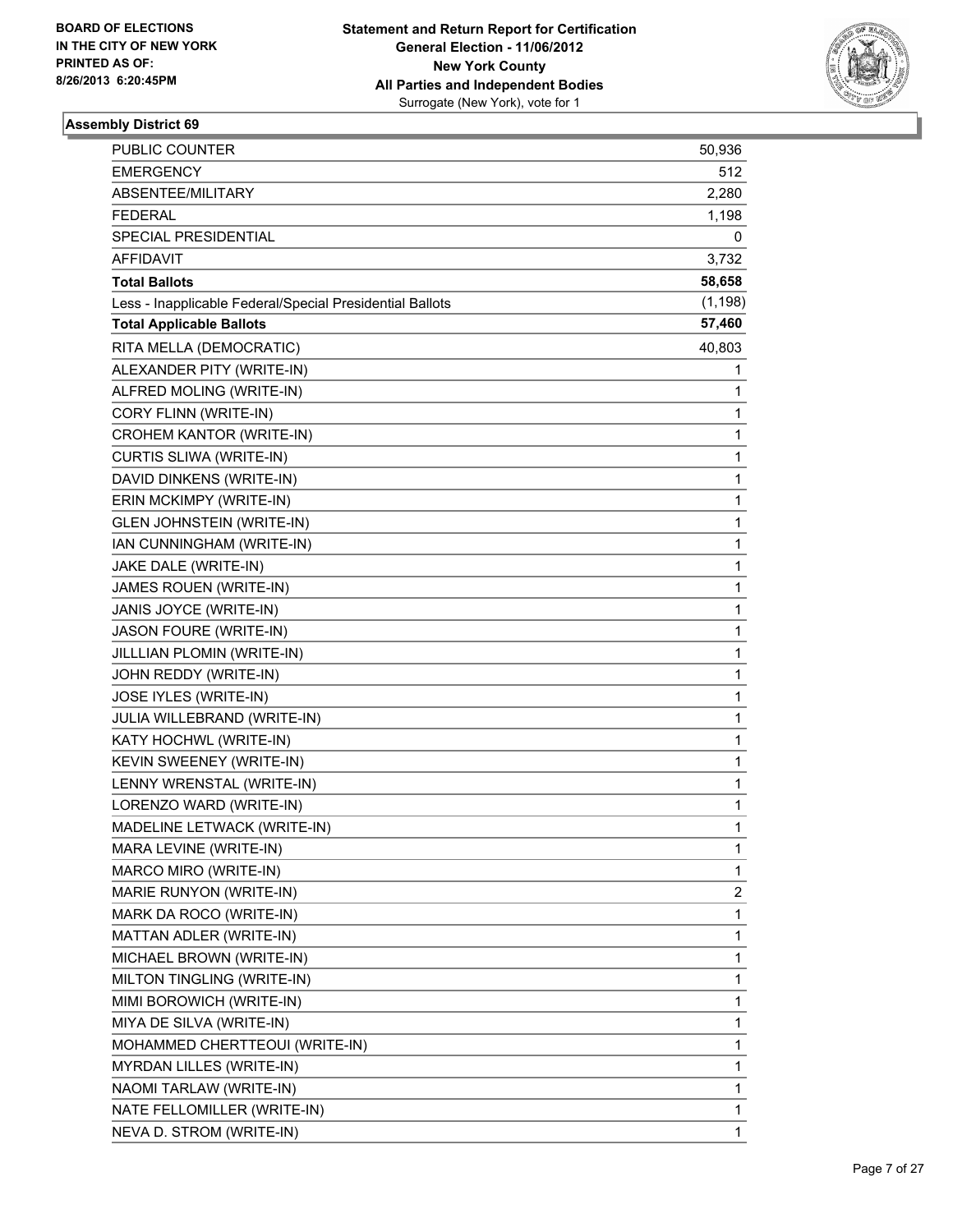BOARD OF ELECTIONS
IN THE CITY OF NEW YORK
PRINTED AS OF:
8/26/2013 6:20:45PM

**Statement and Return Report for Certification**
**General Election - 11/06/2012**
**New York County**
**All Parties and Independent Bodies**
Surrogate (New York), vote for 1

### Assembly District 69

| | |
|---|---|
| PUBLIC COUNTER | 50,936 |
| EMERGENCY | 512 |
| ABSENTEE/MILITARY | 2,280 |
| FEDERAL | 1,198 |
| SPECIAL PRESIDENTIAL | 0 |
| AFFIDAVIT | 3,732 |
| **Total Ballots** | **58,658** |
| Less - Inapplicable Federal/Special Presidential Ballots | (1,198) |
| **Total Applicable Ballots** | **57,460** |
| RITA MELLA (DEMOCRATIC) | 40,803 |
| ALEXANDER PITY (WRITE-IN) | 1 |
| ALFRED MOLING (WRITE-IN) | 1 |
| CORY FLINN (WRITE-IN) | 1 |
| CROHEM KANTOR (WRITE-IN) | 1 |
| CURTIS SLIWA (WRITE-IN) | 1 |
| DAVID DINKENS (WRITE-IN) | 1 |
| ERIN MCKIMPY (WRITE-IN) | 1 |
| GLEN JOHNSTEIN (WRITE-IN) | 1 |
| IAN CUNNINGHAM (WRITE-IN) | 1 |
| JAKE DALE (WRITE-IN) | 1 |
| JAMES ROUEN (WRITE-IN) | 1 |
| JANIS JOYCE (WRITE-IN) | 1 |
| JASON FOURE (WRITE-IN) | 1 |
| JILLLIAN PLOMIN (WRITE-IN) | 1 |
| JOHN REDDY (WRITE-IN) | 1 |
| JOSE IYLES (WRITE-IN) | 1 |
| JULIA WILLEBRAND (WRITE-IN) | 1 |
| KATY HOCHWL (WRITE-IN) | 1 |
| KEVIN SWEENEY (WRITE-IN) | 1 |
| LENNY WRENSTAL (WRITE-IN) | 1 |
| LORENZO WARD (WRITE-IN) | 1 |
| MADELINE LETWACK (WRITE-IN) | 1 |
| MARA LEVINE (WRITE-IN) | 1 |
| MARCO MIRO (WRITE-IN) | 1 |
| MARIE RUNYON (WRITE-IN) | 2 |
| MARK DA ROCO (WRITE-IN) | 1 |
| MATTAN ADLER (WRITE-IN) | 1 |
| MICHAEL BROWN (WRITE-IN) | 1 |
| MILTON TINGLING (WRITE-IN) | 1 |
| MIMI BOROWICH (WRITE-IN) | 1 |
| MIYA DE SILVA (WRITE-IN) | 1 |
| MOHAMMED CHERTTEOUI (WRITE-IN) | 1 |
| MYRDAN LILLES (WRITE-IN) | 1 |
| NAOMI TARLAW (WRITE-IN) | 1 |
| NATE FELLOMILLER (WRITE-IN) | 1 |
| NEVA D. STROM (WRITE-IN) | 1 |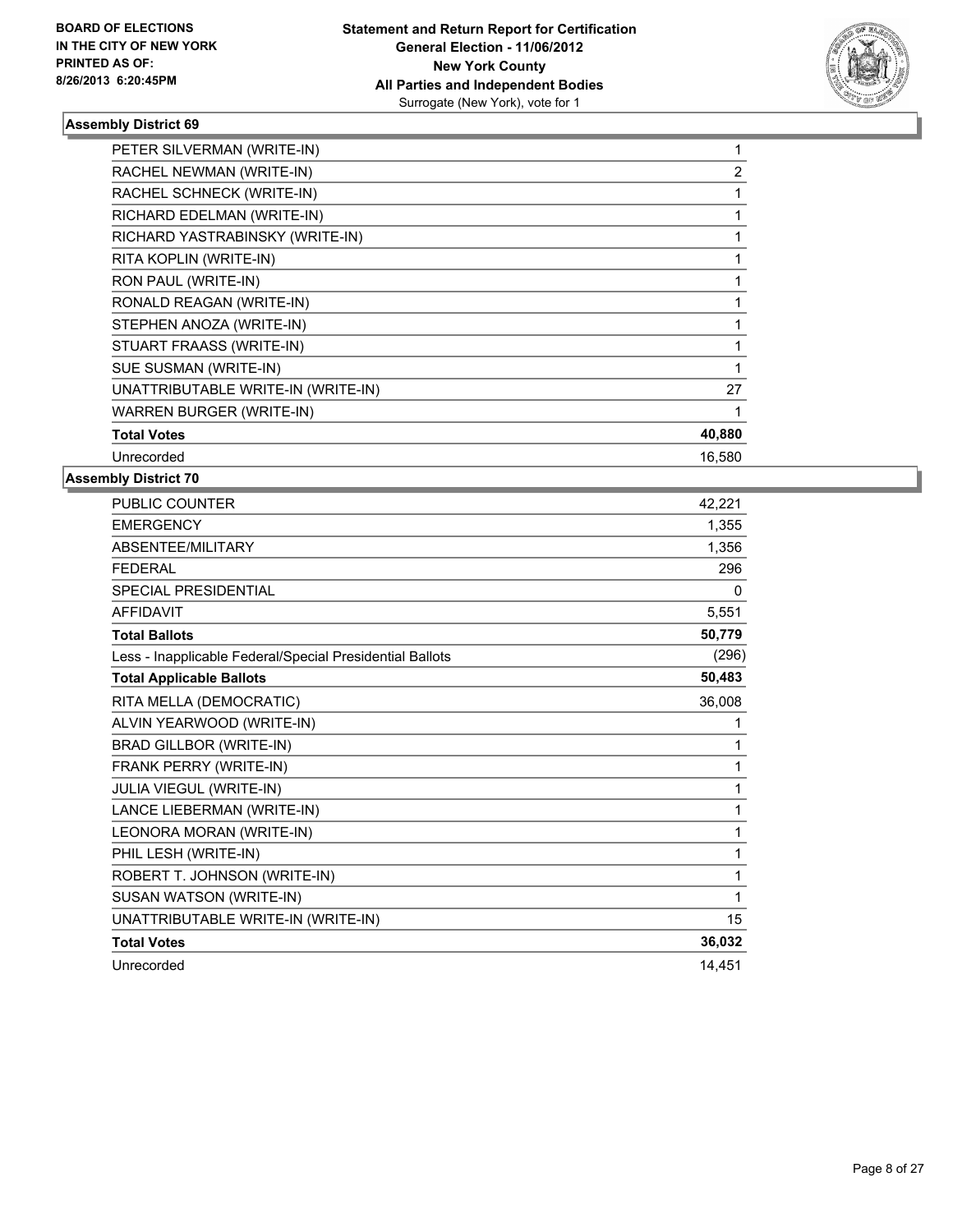**BOARD OF ELECTIONS IN THE CITY OF NEW YORK PRINTED AS OF: 8/26/2013 6:20:45PM**

**Statement and Return Report for Certification General Election - 11/06/2012 New York County All Parties and Independent Bodies**
Surrogate (New York), vote for 1

### Assembly District 69

| | |
|---|---|
| PETER SILVERMAN (WRITE-IN) | 1 |
| RACHEL NEWMAN (WRITE-IN) | 2 |
| RACHEL SCHNECK (WRITE-IN) | 1 |
| RICHARD EDELMAN (WRITE-IN) | 1 |
| RICHARD YASTRABINSKY (WRITE-IN) | 1 |
| RITA KOPLIN (WRITE-IN) | 1 |
| RON PAUL (WRITE-IN) | 1 |
| RONALD REAGAN (WRITE-IN) | 1 |
| STEPHEN ANOZA (WRITE-IN) | 1 |
| STUART FRAASS (WRITE-IN) | 1 |
| SUE SUSMAN (WRITE-IN) | 1 |
| UNATTRIBUTABLE WRITE-IN (WRITE-IN) | 27 |
| WARREN BURGER (WRITE-IN) | 1 |
| **Total Votes** | **40,880** |
| Unrecorded | 16,580 |

### Assembly District 70

| | |
|---|---|
| PUBLIC COUNTER | 42,221 |
| EMERGENCY | 1,355 |
| ABSENTEE/MILITARY | 1,356 |
| FEDERAL | 296 |
| SPECIAL PRESIDENTIAL | 0 |
| AFFIDAVIT | 5,551 |
| **Total Ballots** | **50,779** |
| Less - Inapplicable Federal/Special Presidential Ballots | (296) |
| **Total Applicable Ballots** | **50,483** |
| RITA MELLA (DEMOCRATIC) | 36,008 |
| ALVIN YEARWOOD (WRITE-IN) | 1 |
| BRAD GILLBOR (WRITE-IN) | 1 |
| FRANK PERRY (WRITE-IN) | 1 |
| JULIA VIEGUL (WRITE-IN) | 1 |
| LANCE LIEBERMAN (WRITE-IN) | 1 |
| LEONORA MORAN (WRITE-IN) | 1 |
| PHIL LESH (WRITE-IN) | 1 |
| ROBERT T. JOHNSON (WRITE-IN) | 1 |
| SUSAN WATSON (WRITE-IN) | 1 |
| UNATTRIBUTABLE WRITE-IN (WRITE-IN) | 15 |
| **Total Votes** | **36,032** |
| Unrecorded | 14,451 |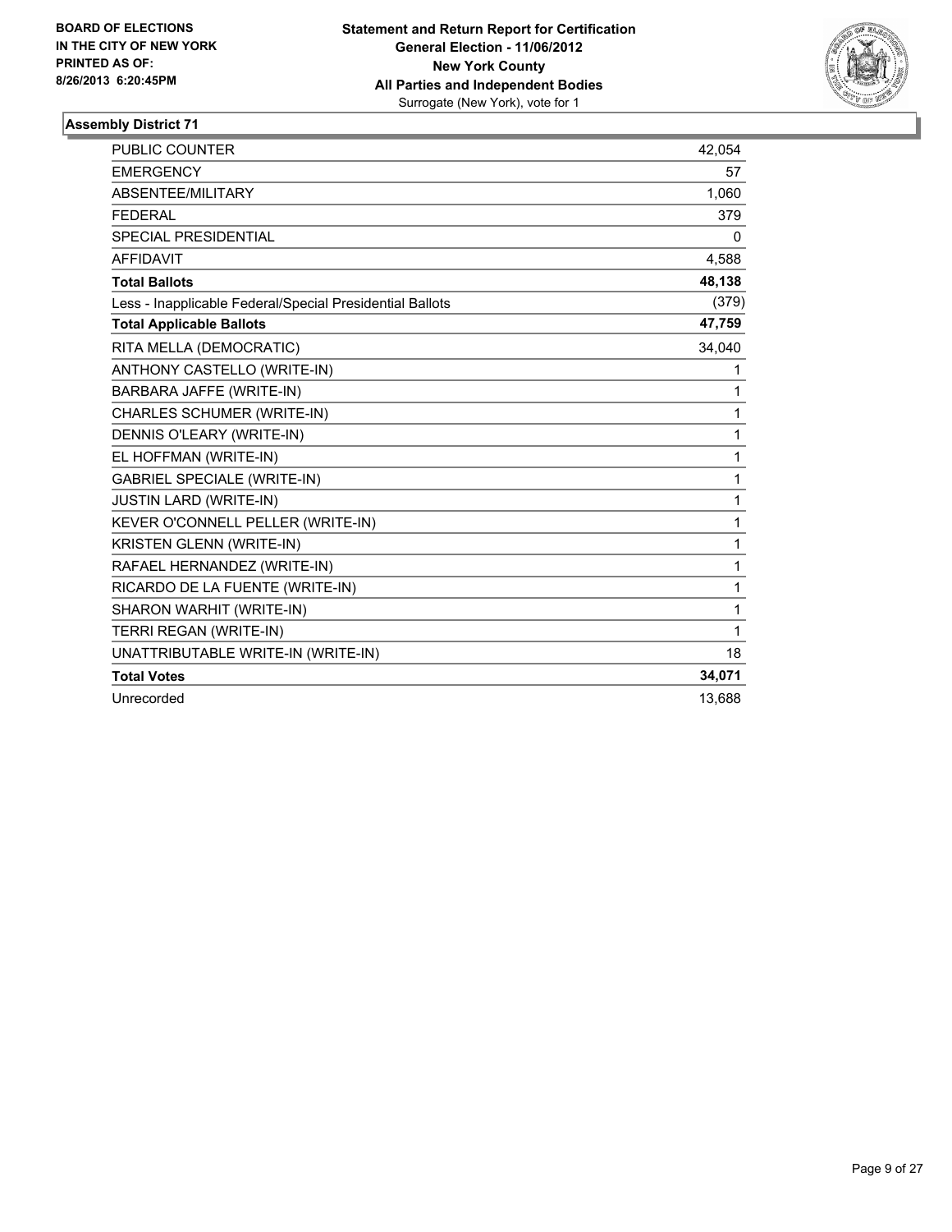**BOARD OF ELECTIONS IN THE CITY OF NEW YORK PRINTED AS OF: 8/26/2013 6:20:45PM**

**Statement and Return Report for Certification**
**General Election - 11/06/2012**
**New York County**
**All Parties and Independent Bodies**
Surrogate (New York), vote for 1

### Assembly District 71

| | |
|---|---|
| PUBLIC COUNTER | 42,054 |
| EMERGENCY | 57 |
| ABSENTEE/MILITARY | 1,060 |
| FEDERAL | 379 |
| SPECIAL PRESIDENTIAL | 0 |
| AFFIDAVIT | 4,588 |
| **Total Ballots** | **48,138** |
| Less - Inapplicable Federal/Special Presidential Ballots | (379) |
| **Total Applicable Ballots** | **47,759** |
| RITA MELLA (DEMOCRATIC) | 34,040 |
| ANTHONY CASTELLO (WRITE-IN) | 1 |
| BARBARA JAFFE (WRITE-IN) | 1 |
| CHARLES SCHUMER (WRITE-IN) | 1 |
| DENNIS O'LEARY (WRITE-IN) | 1 |
| EL HOFFMAN (WRITE-IN) | 1 |
| GABRIEL SPECIALE (WRITE-IN) | 1 |
| JUSTIN LARD (WRITE-IN) | 1 |
| KEVER O'CONNELL PELLER (WRITE-IN) | 1 |
| KRISTEN GLENN (WRITE-IN) | 1 |
| RAFAEL HERNANDEZ (WRITE-IN) | 1 |
| RICARDO DE LA FUENTE (WRITE-IN) | 1 |
| SHARON WARHIT (WRITE-IN) | 1 |
| TERRI REGAN (WRITE-IN) | 1 |
| UNATTRIBUTABLE WRITE-IN (WRITE-IN) | 18 |
| **Total Votes** | **34,071** |
| Unrecorded | 13,688 |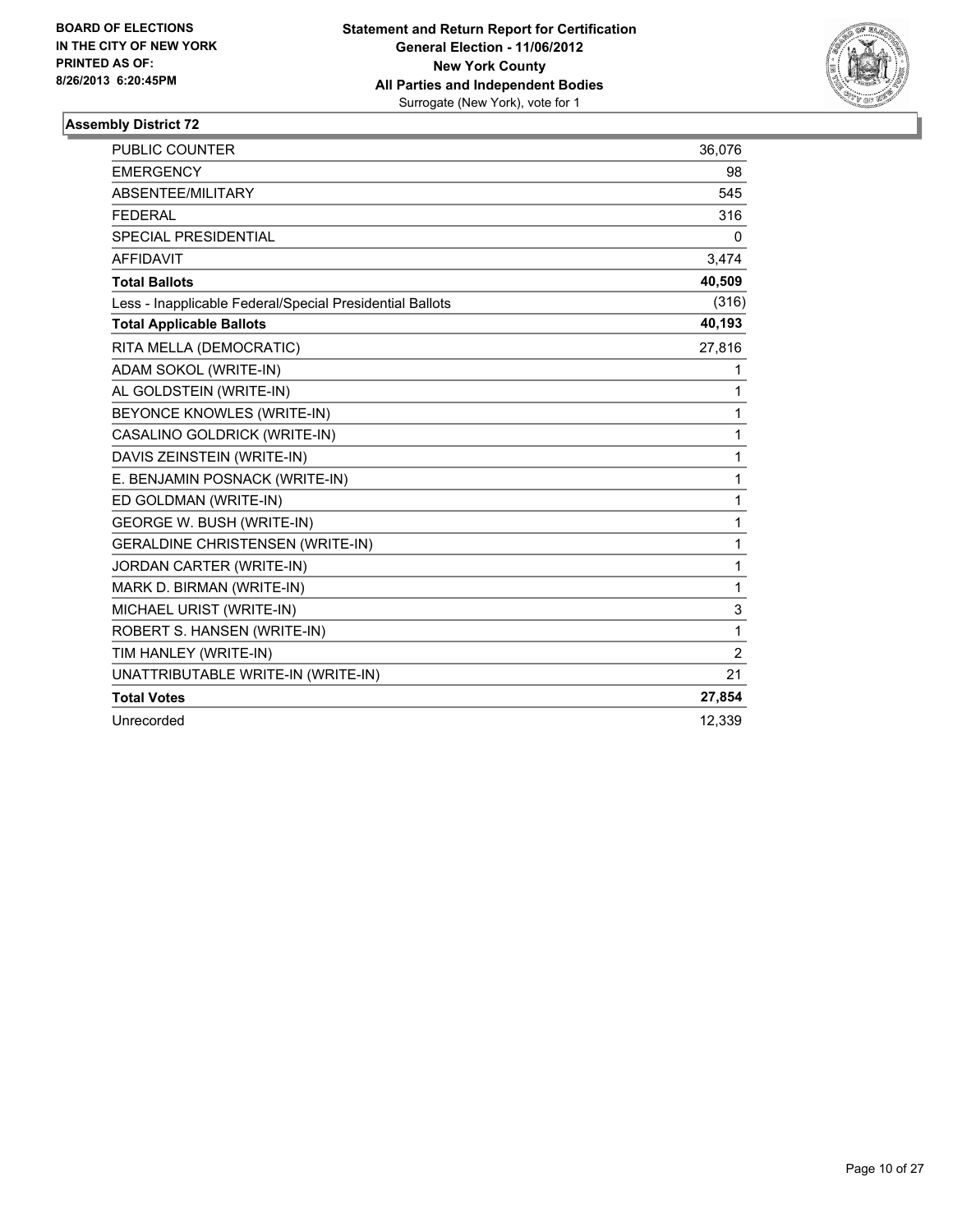BOARD OF ELECTIONS
IN THE CITY OF NEW YORK
PRINTED AS OF:
8/26/2013 6:20:45PM

**Statement and Return Report for Certification**
**General Election - 11/06/2012**
**New York County**
**All Parties and Independent Bodies**
Surrogate (New York), vote for 1

### Assembly District 72

| | |
|---|---|
| PUBLIC COUNTER | 36,076 |
| EMERGENCY | 98 |
| ABSENTEE/MILITARY | 545 |
| FEDERAL | 316 |
| SPECIAL PRESIDENTIAL | 0 |
| AFFIDAVIT | 3,474 |
| **Total Ballots** | **40,509** |
| Less - Inapplicable Federal/Special Presidential Ballots | (316) |
| **Total Applicable Ballots** | **40,193** |
| RITA MELLA (DEMOCRATIC) | 27,816 |
| ADAM SOKOL (WRITE-IN) | 1 |
| AL GOLDSTEIN (WRITE-IN) | 1 |
| BEYONCE KNOWLES (WRITE-IN) | 1 |
| CASALINO GOLDRICK (WRITE-IN) | 1 |
| DAVIS ZEINSTEIN (WRITE-IN) | 1 |
| E. BENJAMIN POSNACK (WRITE-IN) | 1 |
| ED GOLDMAN (WRITE-IN) | 1 |
| GEORGE W. BUSH (WRITE-IN) | 1 |
| GERALDINE CHRISTENSEN (WRITE-IN) | 1 |
| JORDAN CARTER (WRITE-IN) | 1 |
| MARK D. BIRMAN (WRITE-IN) | 1 |
| MICHAEL URIST (WRITE-IN) | 3 |
| ROBERT S. HANSEN (WRITE-IN) | 1 |
| TIM HANLEY (WRITE-IN) | 2 |
| UNATTRIBUTABLE WRITE-IN (WRITE-IN) | 21 |
| **Total Votes** | **27,854** |
| Unrecorded | 12,339 |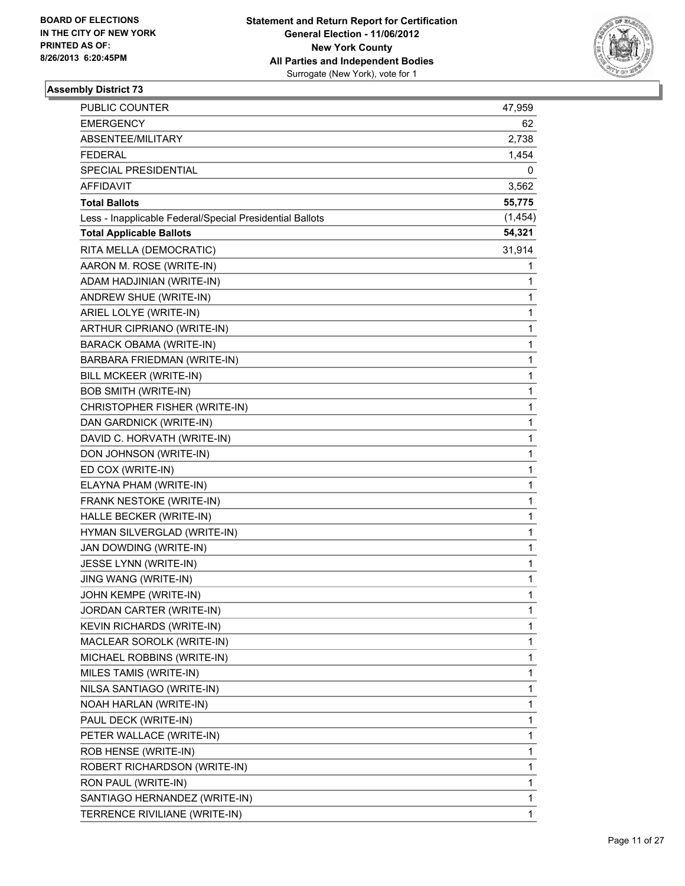BOARD OF ELECTIONS
IN THE CITY OF NEW YORK
PRINTED AS OF:
8/26/2013 6:20:45PM

**Statement and Return Report for Certification**
**General Election - 11/06/2012**
**New York County**
**All Parties and Independent Bodies**
Surrogate (New York), vote for 1

### Assembly District 73

| | |
|---|---|
| PUBLIC COUNTER | 47,959 |
| EMERGENCY | 62 |
| ABSENTEE/MILITARY | 2,738 |
| FEDERAL | 1,454 |
| SPECIAL PRESIDENTIAL | 0 |
| AFFIDAVIT | 3,562 |
| **Total Ballots** | **55,775** |
| Less - Inapplicable Federal/Special Presidential Ballots | (1,454) |
| **Total Applicable Ballots** | **54,321** |
| RITA MELLA (DEMOCRATIC) | 31,914 |
| AARON M. ROSE (WRITE-IN) | 1 |
| ADAM HADJINIAN (WRITE-IN) | 1 |
| ANDREW SHUE (WRITE-IN) | 1 |
| ARIEL LOLYE (WRITE-IN) | 1 |
| ARTHUR CIPRIANO (WRITE-IN) | 1 |
| BARACK OBAMA (WRITE-IN) | 1 |
| BARBARA FRIEDMAN (WRITE-IN) | 1 |
| BILL MCKEER (WRITE-IN) | 1 |
| BOB SMITH (WRITE-IN) | 1 |
| CHRISTOPHER FISHER (WRITE-IN) | 1 |
| DAN GARDNICK (WRITE-IN) | 1 |
| DAVID C. HORVATH (WRITE-IN) | 1 |
| DON JOHNSON (WRITE-IN) | 1 |
| ED COX (WRITE-IN) | 1 |
| ELAYNA PHAM (WRITE-IN) | 1 |
| FRANK NESTOKE (WRITE-IN) | 1 |
| HALLE BECKER (WRITE-IN) | 1 |
| HYMAN SILVERGLAD (WRITE-IN) | 1 |
| JAN DOWDING (WRITE-IN) | 1 |
| JESSE LYNN (WRITE-IN) | 1 |
| JING WANG (WRITE-IN) | 1 |
| JOHN KEMPE (WRITE-IN) | 1 |
| JORDAN CARTER (WRITE-IN) | 1 |
| KEVIN RICHARDS (WRITE-IN) | 1 |
| MACLEAR SOROLK (WRITE-IN) | 1 |
| MICHAEL ROBBINS (WRITE-IN) | 1 |
| MILES TAMIS (WRITE-IN) | 1 |
| NILSA SANTIAGO (WRITE-IN) | 1 |
| NOAH HARLAN (WRITE-IN) | 1 |
| PAUL DECK (WRITE-IN) | 1 |
| PETER WALLACE (WRITE-IN) | 1 |
| ROB HENSE (WRITE-IN) | 1 |
| ROBERT RICHARDSON (WRITE-IN) | 1 |
| RON PAUL (WRITE-IN) | 1 |
| SANTIAGO HERNANDEZ (WRITE-IN) | 1 |
| TERRENCE RIVILIANE (WRITE-IN) | 1 |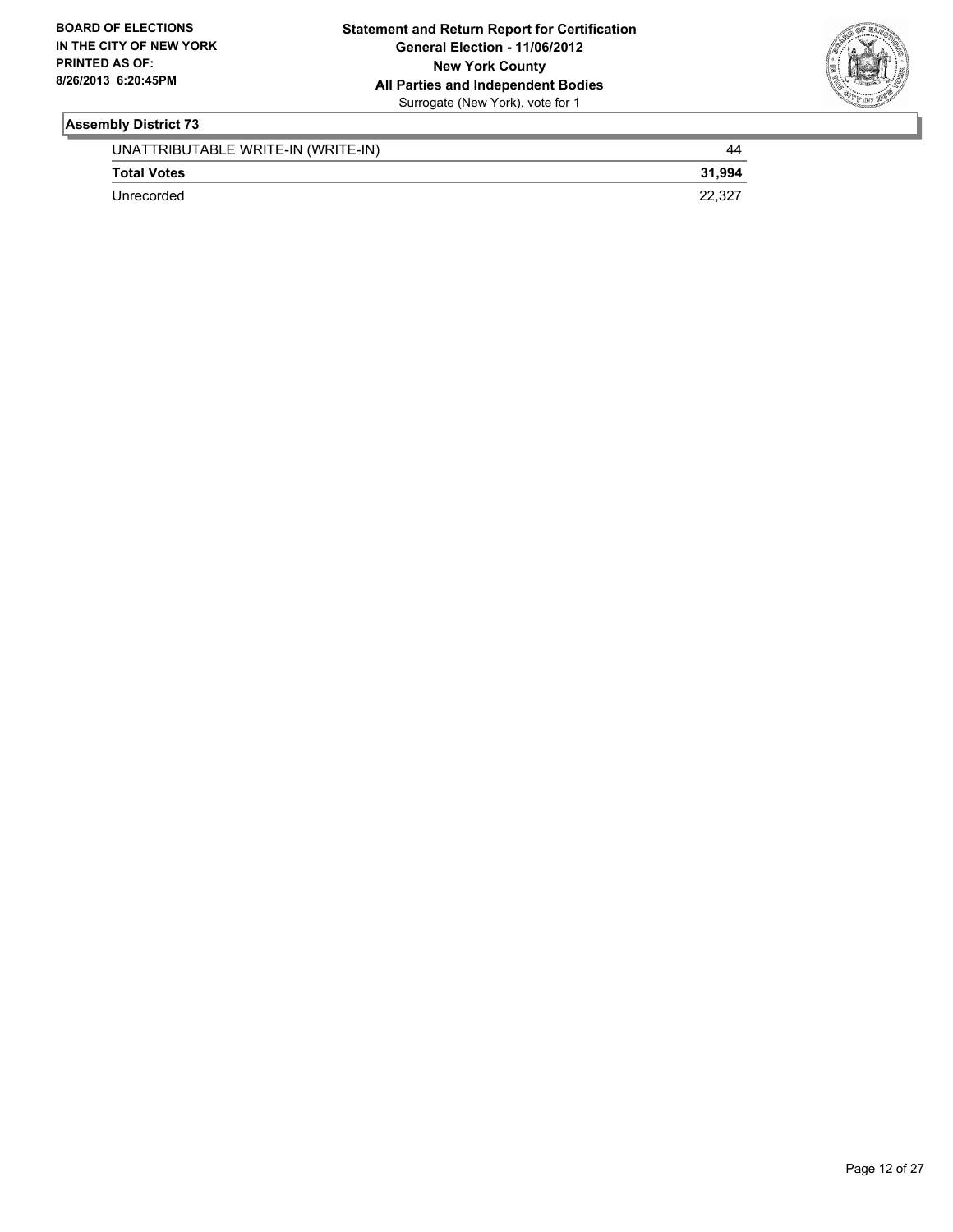**BOARD OF ELECTIONS IN THE CITY OF NEW YORK PRINTED AS OF: 8/26/2013 6:20:45PM**

**Statement and Return Report for Certification**
**General Election - 11/06/2012**
**New York County**
**All Parties and Independent Bodies**
Surrogate (New York), vote for 1

### Assembly District 73

| | |
|---|---|
| UNATTRIBUTABLE WRITE-IN (WRITE-IN) | 44 |
| **Total Votes** | **31,994** |
| Unrecorded | 22,327 |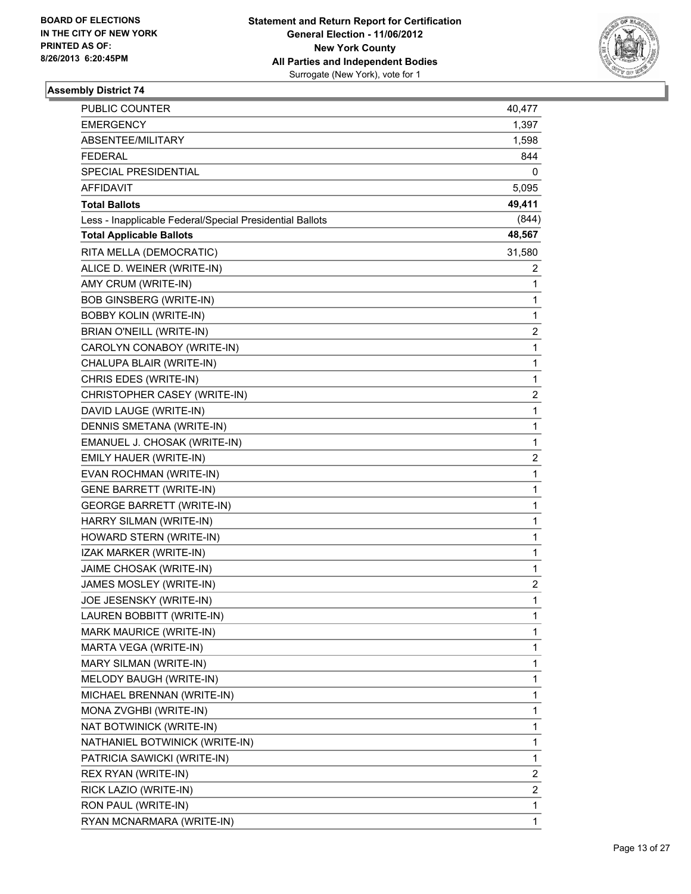BOARD OF ELECTIONS
IN THE CITY OF NEW YORK
PRINTED AS OF:
8/26/2013 6:20:45PM

**Statement and Return Report for Certification**
**General Election - 11/06/2012**
**New York County**
**All Parties and Independent Bodies**
Surrogate (New York), vote for 1

### Assembly District 74

| | |
|---|---|
| PUBLIC COUNTER | 40,477 |
| EMERGENCY | 1,397 |
| ABSENTEE/MILITARY | 1,598 |
| FEDERAL | 844 |
| SPECIAL PRESIDENTIAL | 0 |
| AFFIDAVIT | 5,095 |
| **Total Ballots** | **49,411** |
| Less - Inapplicable Federal/Special Presidential Ballots | (844) |
| **Total Applicable Ballots** | **48,567** |
| RITA MELLA (DEMOCRATIC) | 31,580 |
| ALICE D. WEINER (WRITE-IN) | 2 |
| AMY CRUM (WRITE-IN) | 1 |
| BOB GINSBERG (WRITE-IN) | 1 |
| BOBBY KOLIN (WRITE-IN) | 1 |
| BRIAN O'NEILL (WRITE-IN) | 2 |
| CAROLYN CONABOY (WRITE-IN) | 1 |
| CHALUPA BLAIR (WRITE-IN) | 1 |
| CHRIS EDES (WRITE-IN) | 1 |
| CHRISTOPHER CASEY (WRITE-IN) | 2 |
| DAVID LAUGE (WRITE-IN) | 1 |
| DENNIS SMETANA (WRITE-IN) | 1 |
| EMANUEL J. CHOSAK (WRITE-IN) | 1 |
| EMILY HAUER (WRITE-IN) | 2 |
| EVAN ROCHMAN (WRITE-IN) | 1 |
| GENE BARRETT (WRITE-IN) | 1 |
| GEORGE BARRETT (WRITE-IN) | 1 |
| HARRY SILMAN (WRITE-IN) | 1 |
| HOWARD STERN (WRITE-IN) | 1 |
| IZAK MARKER (WRITE-IN) | 1 |
| JAIME CHOSAK (WRITE-IN) | 1 |
| JAMES MOSLEY (WRITE-IN) | 2 |
| JOE JESENSKY (WRITE-IN) | 1 |
| LAUREN BOBBITT (WRITE-IN) | 1 |
| MARK MAURICE (WRITE-IN) | 1 |
| MARTA VEGA (WRITE-IN) | 1 |
| MARY SILMAN (WRITE-IN) | 1 |
| MELODY BAUGH (WRITE-IN) | 1 |
| MICHAEL BRENNAN (WRITE-IN) | 1 |
| MONA ZVGHBI (WRITE-IN) | 1 |
| NAT BOTWINICK (WRITE-IN) | 1 |
| NATHANIEL BOTWINICK (WRITE-IN) | 1 |
| PATRICIA SAWICKI (WRITE-IN) | 1 |
| REX RYAN (WRITE-IN) | 2 |
| RICK LAZIO (WRITE-IN) | 2 |
| RON PAUL (WRITE-IN) | 1 |
| RYAN MCNARMARA (WRITE-IN) | 1 |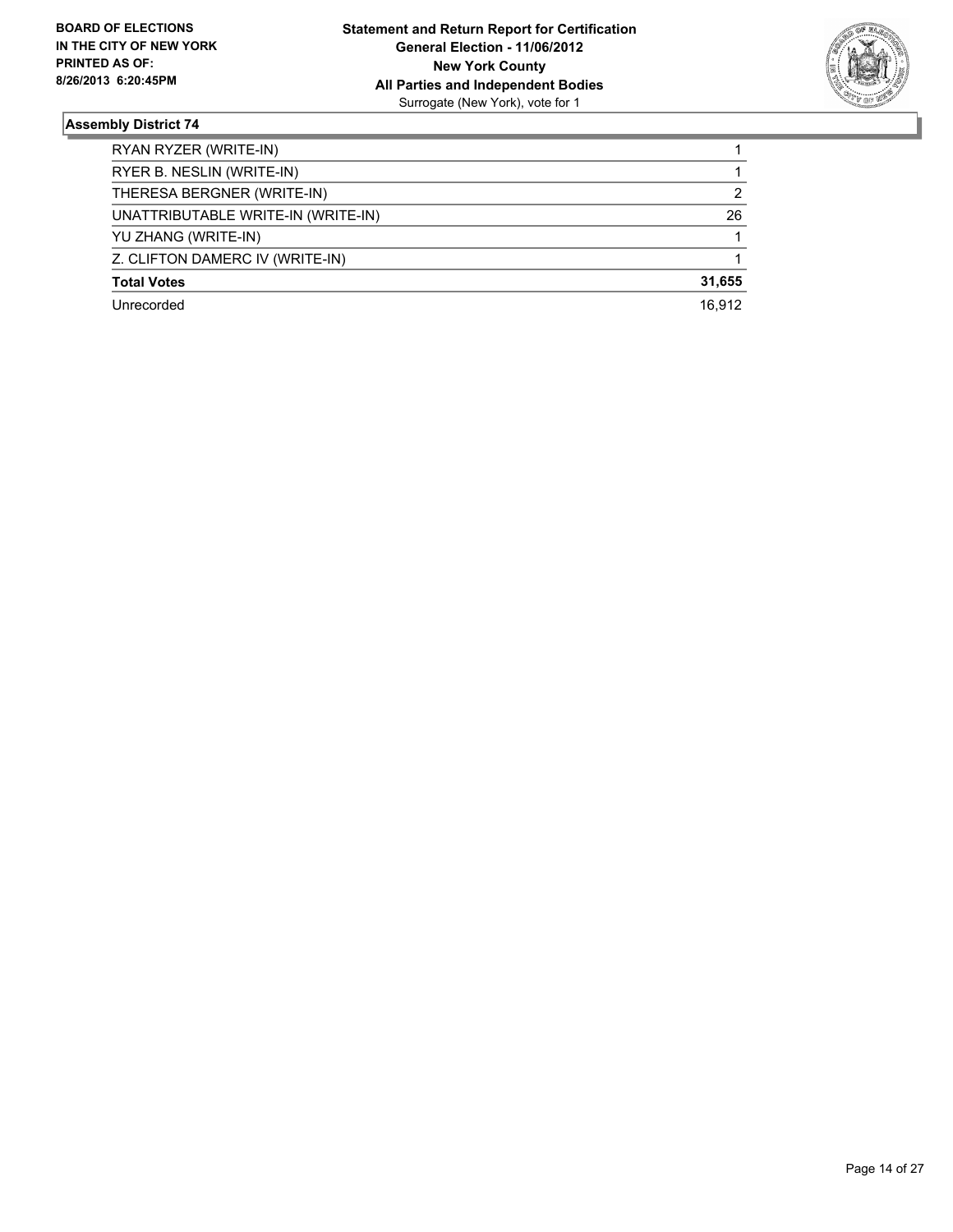**BOARD OF ELECTIONS IN THE CITY OF NEW YORK PRINTED AS OF: 8/26/2013 6:20:45PM**

**Statement and Return Report for Certification General Election - 11/06/2012 New York County All Parties and Independent Bodies** Surrogate (New York), vote for 1

### Assembly District 74

| Candidate | Votes |
|---|---|
| RYAN RYZER (WRITE-IN) | 1 |
| RYER B. NESLIN (WRITE-IN) | 1 |
| THERESA BERGNER (WRITE-IN) | 2 |
| UNATTRIBUTABLE WRITE-IN (WRITE-IN) | 26 |
| YU ZHANG (WRITE-IN) | 1 |
| Z. CLIFTON DAMERC IV (WRITE-IN) | 1 |
| **Total Votes** | **31,655** |
| Unrecorded | 16,912 |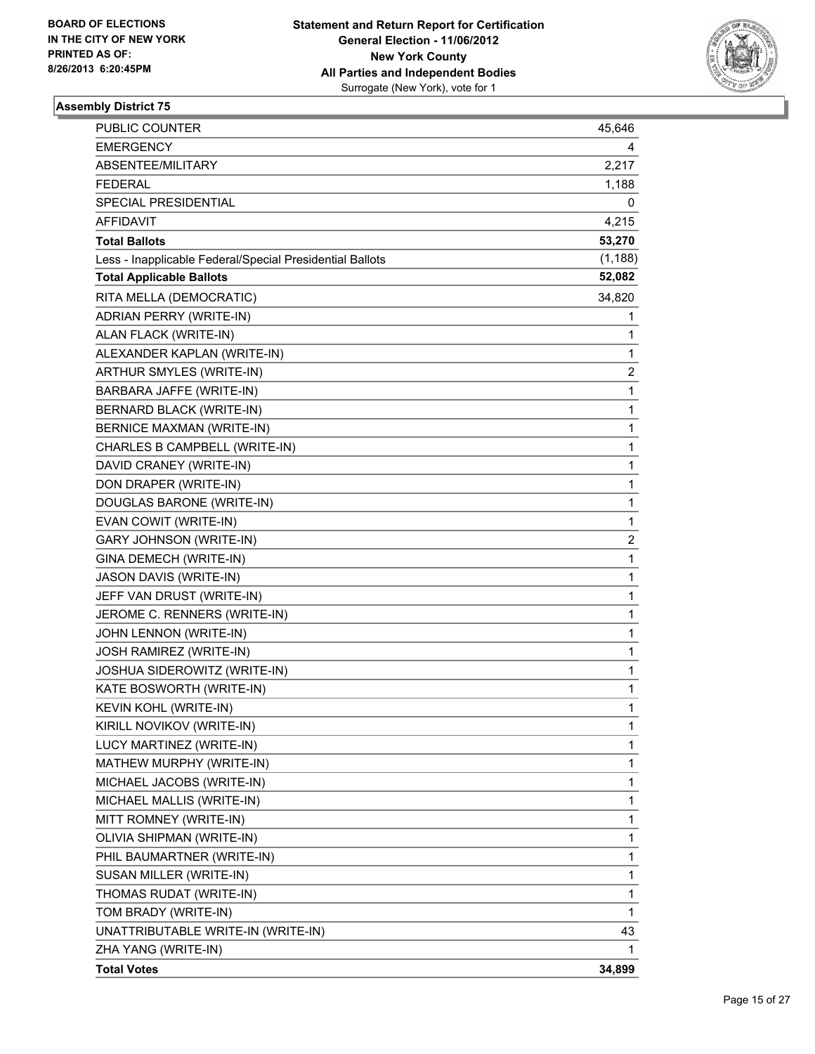**BOARD OF ELECTIONS IN THE CITY OF NEW YORK PRINTED AS OF: 8/26/2013 6:20:45PM**

**Statement and Return Report for Certification**
**General Election - 11/06/2012**
**New York County**
**All Parties and Independent Bodies**
Surrogate (New York), vote for 1

### Assembly District 75

| | |
|---|---|
| PUBLIC COUNTER | 45,646 |
| EMERGENCY | 4 |
| ABSENTEE/MILITARY | 2,217 |
| FEDERAL | 1,188 |
| SPECIAL PRESIDENTIAL | 0 |
| AFFIDAVIT | 4,215 |
| **Total Ballots** | **53,270** |
| Less - Inapplicable Federal/Special Presidential Ballots | (1,188) |
| **Total Applicable Ballots** | **52,082** |
| RITA MELLA (DEMOCRATIC) | 34,820 |
| ADRIAN PERRY (WRITE-IN) | 1 |
| ALAN FLACK (WRITE-IN) | 1 |
| ALEXANDER KAPLAN (WRITE-IN) | 1 |
| ARTHUR SMYLES (WRITE-IN) | 2 |
| BARBARA JAFFE (WRITE-IN) | 1 |
| BERNARD BLACK (WRITE-IN) | 1 |
| BERNICE MAXMAN (WRITE-IN) | 1 |
| CHARLES B CAMPBELL (WRITE-IN) | 1 |
| DAVID CRANEY (WRITE-IN) | 1 |
| DON DRAPER (WRITE-IN) | 1 |
| DOUGLAS BARONE (WRITE-IN) | 1 |
| EVAN COWIT (WRITE-IN) | 1 |
| GARY JOHNSON (WRITE-IN) | 2 |
| GINA DEMECH (WRITE-IN) | 1 |
| JASON DAVIS (WRITE-IN) | 1 |
| JEFF VAN DRUST (WRITE-IN) | 1 |
| JEROME C. RENNERS (WRITE-IN) | 1 |
| JOHN LENNON (WRITE-IN) | 1 |
| JOSH RAMIREZ (WRITE-IN) | 1 |
| JOSHUA SIDEROWITZ (WRITE-IN) | 1 |
| KATE BOSWORTH (WRITE-IN) | 1 |
| KEVIN KOHL (WRITE-IN) | 1 |
| KIRILL NOVIKOV (WRITE-IN) | 1 |
| LUCY MARTINEZ (WRITE-IN) | 1 |
| MATHEW MURPHY (WRITE-IN) | 1 |
| MICHAEL JACOBS (WRITE-IN) | 1 |
| MICHAEL MALLIS (WRITE-IN) | 1 |
| MITT ROMNEY (WRITE-IN) | 1 |
| OLIVIA SHIPMAN (WRITE-IN) | 1 |
| PHIL BAUMARTNER (WRITE-IN) | 1 |
| SUSAN MILLER (WRITE-IN) | 1 |
| THOMAS RUDAT (WRITE-IN) | 1 |
| TOM BRADY (WRITE-IN) | 1 |
| UNATTRIBUTABLE WRITE-IN (WRITE-IN) | 43 |
| ZHA YANG (WRITE-IN) | 1 |
| **Total Votes** | **34,899** |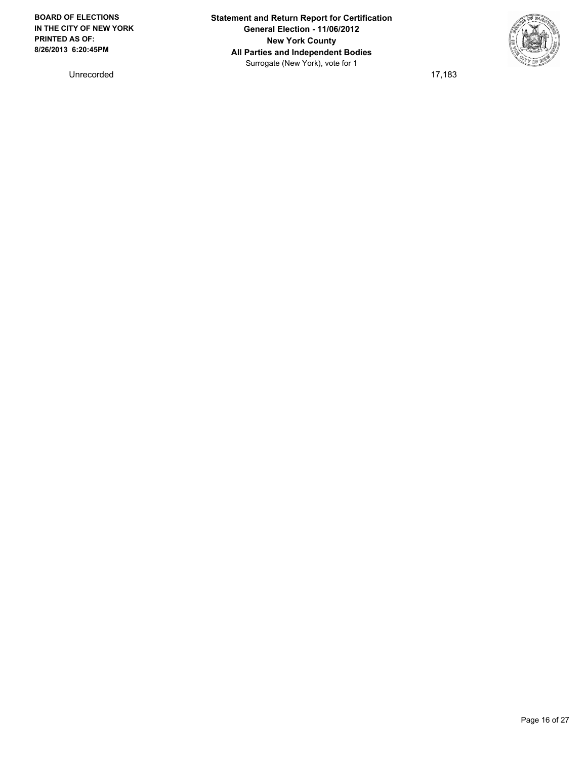| Unrecorded | 17,183 |
| --- | --- |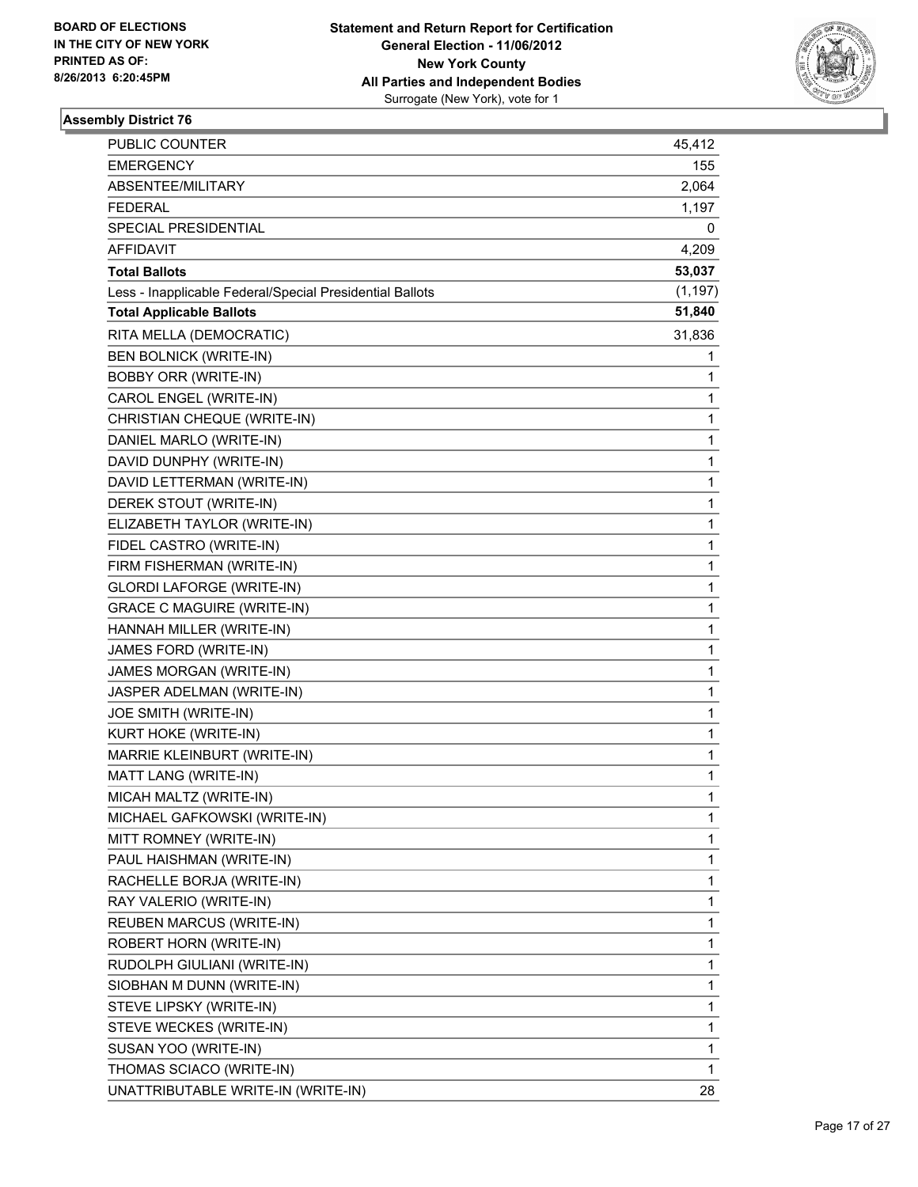BOARD OF ELECTIONS
IN THE CITY OF NEW YORK
PRINTED AS OF:
8/26/2013 6:20:45PM

**Statement and Return Report for Certification**
**General Election - 11/06/2012**
**New York County**
**All Parties and Independent Bodies**
Surrogate (New York), vote for 1

### Assembly District 76

| | |
|---|---|
| PUBLIC COUNTER | 45,412 |
| EMERGENCY | 155 |
| ABSENTEE/MILITARY | 2,064 |
| FEDERAL | 1,197 |
| SPECIAL PRESIDENTIAL | 0 |
| AFFIDAVIT | 4,209 |
| **Total Ballots** | **53,037** |
| Less - Inapplicable Federal/Special Presidential Ballots | (1,197) |
| **Total Applicable Ballots** | **51,840** |
| RITA MELLA (DEMOCRATIC) | 31,836 |
| BEN BOLNICK (WRITE-IN) | 1 |
| BOBBY ORR (WRITE-IN) | 1 |
| CAROL ENGEL (WRITE-IN) | 1 |
| CHRISTIAN CHEQUE (WRITE-IN) | 1 |
| DANIEL MARLO (WRITE-IN) | 1 |
| DAVID DUNPHY (WRITE-IN) | 1 |
| DAVID LETTERMAN (WRITE-IN) | 1 |
| DEREK STOUT (WRITE-IN) | 1 |
| ELIZABETH TAYLOR (WRITE-IN) | 1 |
| FIDEL CASTRO (WRITE-IN) | 1 |
| FIRM FISHERMAN (WRITE-IN) | 1 |
| GLORDI LAFORGE (WRITE-IN) | 1 |
| GRACE C MAGUIRE (WRITE-IN) | 1 |
| HANNAH MILLER (WRITE-IN) | 1 |
| JAMES FORD (WRITE-IN) | 1 |
| JAMES MORGAN (WRITE-IN) | 1 |
| JASPER ADELMAN (WRITE-IN) | 1 |
| JOE SMITH (WRITE-IN) | 1 |
| KURT HOKE (WRITE-IN) | 1 |
| MARRIE KLEINBURT (WRITE-IN) | 1 |
| MATT LANG (WRITE-IN) | 1 |
| MICAH MALTZ (WRITE-IN) | 1 |
| MICHAEL GAFKOWSKI (WRITE-IN) | 1 |
| MITT ROMNEY (WRITE-IN) | 1 |
| PAUL HAISHMAN (WRITE-IN) | 1 |
| RACHELLE BORJA (WRITE-IN) | 1 |
| RAY VALERIO (WRITE-IN) | 1 |
| REUBEN MARCUS (WRITE-IN) | 1 |
| ROBERT HORN (WRITE-IN) | 1 |
| RUDOLPH GIULIANI (WRITE-IN) | 1 |
| SIOBHAN M DUNN (WRITE-IN) | 1 |
| STEVE LIPSKY (WRITE-IN) | 1 |
| STEVE WECKES (WRITE-IN) | 1 |
| SUSAN YOO (WRITE-IN) | 1 |
| THOMAS SCIACO (WRITE-IN) | 1 |
| UNATTRIBUTABLE WRITE-IN (WRITE-IN) | 28 |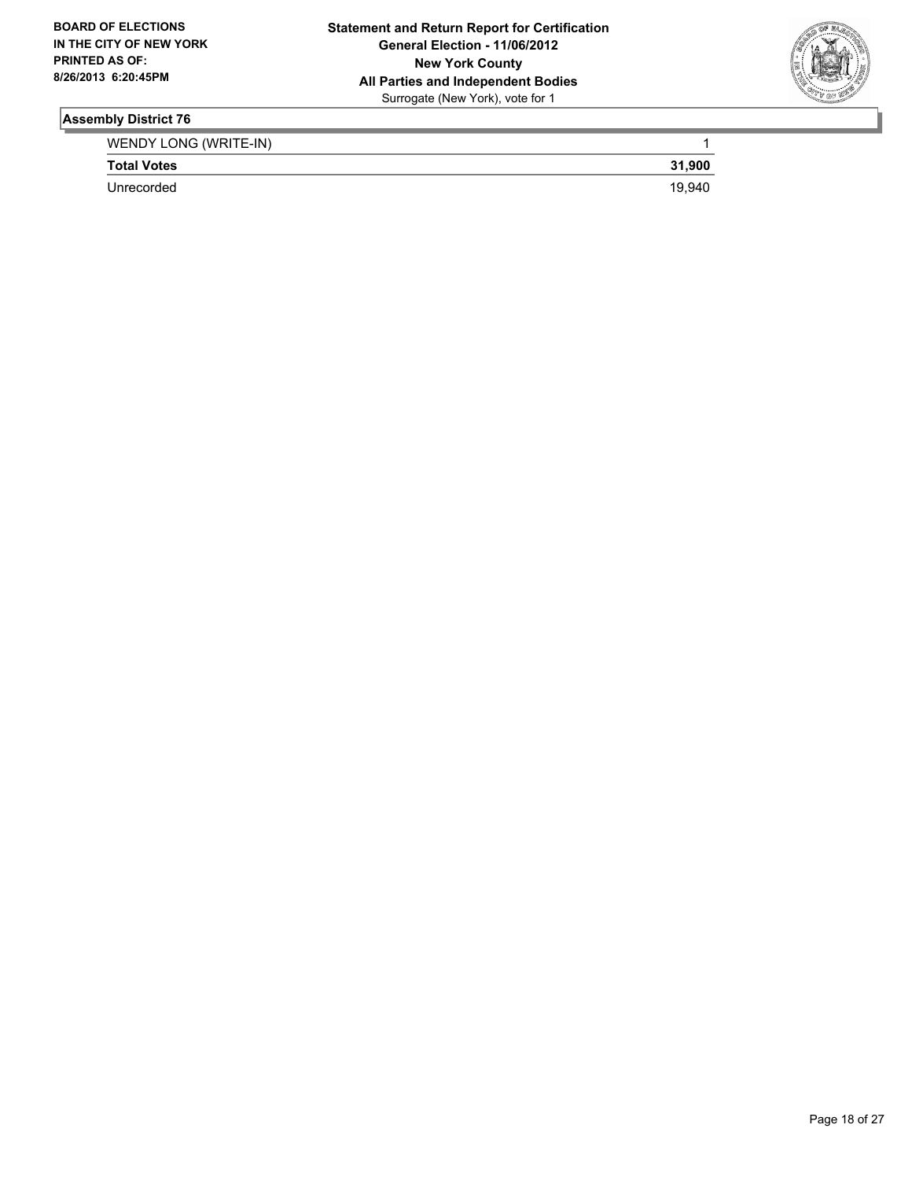BOARD OF ELECTIONS
IN THE CITY OF NEW YORK
PRINTED AS OF:
8/26/2013 6:20:45PM

**Statement and Return Report for Certification**
**General Election - 11/06/2012**
**New York County**
**All Parties and Independent Bodies**
Surrogate (New York), vote for 1

### Assembly District 76

| | |
|---|---|
| WENDY LONG (WRITE-IN) | 1 |
| **Total Votes** | **31,900** |
| Unrecorded | 19,940 |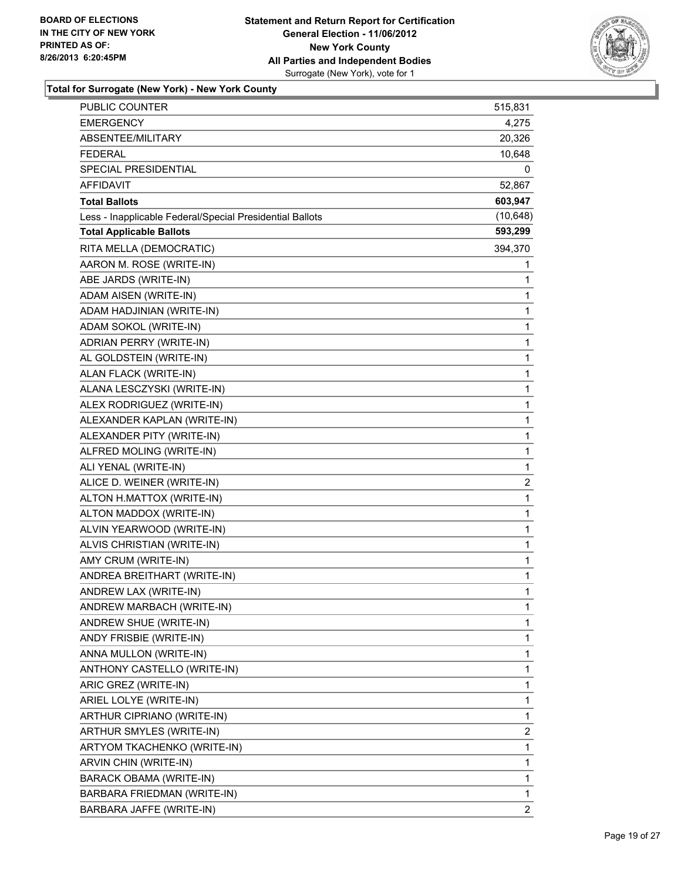**BOARD OF ELECTIONS IN THE CITY OF NEW YORK PRINTED AS OF: 8/26/2013 6:20:45PM**

**Statement and Return Report for Certification General Election - 11/06/2012 New York County All Parties and Independent Bodies**
Surrogate (New York), vote for 1

**Total for Surrogate (New York) - New York County**

| | |
|---|---|
| PUBLIC COUNTER | 515,831 |
| EMERGENCY | 4,275 |
| ABSENTEE/MILITARY | 20,326 |
| FEDERAL | 10,648 |
| SPECIAL PRESIDENTIAL | 0 |
| AFFIDAVIT | 52,867 |
| **Total Ballots** | **603,947** |
| Less - Inapplicable Federal/Special Presidential Ballots | (10,648) |
| **Total Applicable Ballots** | **593,299** |
| RITA MELLA (DEMOCRATIC) | 394,370 |
| AARON M. ROSE (WRITE-IN) | 1 |
| ABE JARDS (WRITE-IN) | 1 |
| ADAM AISEN (WRITE-IN) | 1 |
| ADAM HADJINIAN (WRITE-IN) | 1 |
| ADAM SOKOL (WRITE-IN) | 1 |
| ADRIAN PERRY (WRITE-IN) | 1 |
| AL GOLDSTEIN (WRITE-IN) | 1 |
| ALAN FLACK (WRITE-IN) | 1 |
| ALANA LESCZYSKI (WRITE-IN) | 1 |
| ALEX RODRIGUEZ (WRITE-IN) | 1 |
| ALEXANDER KAPLAN (WRITE-IN) | 1 |
| ALEXANDER PITY (WRITE-IN) | 1 |
| ALFRED MOLING (WRITE-IN) | 1 |
| ALI YENAL (WRITE-IN) | 1 |
| ALICE D. WEINER (WRITE-IN) | 2 |
| ALTON H.MATTOX (WRITE-IN) | 1 |
| ALTON MADDOX (WRITE-IN) | 1 |
| ALVIN YEARWOOD (WRITE-IN) | 1 |
| ALVIS CHRISTIAN (WRITE-IN) | 1 |
| AMY CRUM (WRITE-IN) | 1 |
| ANDREA BREITHART (WRITE-IN) | 1 |
| ANDREW LAX (WRITE-IN) | 1 |
| ANDREW MARBACH (WRITE-IN) | 1 |
| ANDREW SHUE (WRITE-IN) | 1 |
| ANDY FRISBIE (WRITE-IN) | 1 |
| ANNA MULLON (WRITE-IN) | 1 |
| ANTHONY CASTELLO (WRITE-IN) | 1 |
| ARIC GREZ (WRITE-IN) | 1 |
| ARIEL LOLYE (WRITE-IN) | 1 |
| ARTHUR CIPRIANO (WRITE-IN) | 1 |
| ARTHUR SMYLES (WRITE-IN) | 2 |
| ARTYOM TKACHENKO (WRITE-IN) | 1 |
| ARVIN CHIN (WRITE-IN) | 1 |
| BARACK OBAMA (WRITE-IN) | 1 |
| BARBARA FRIEDMAN (WRITE-IN) | 1 |
| BARBARA JAFFE (WRITE-IN) | 2 |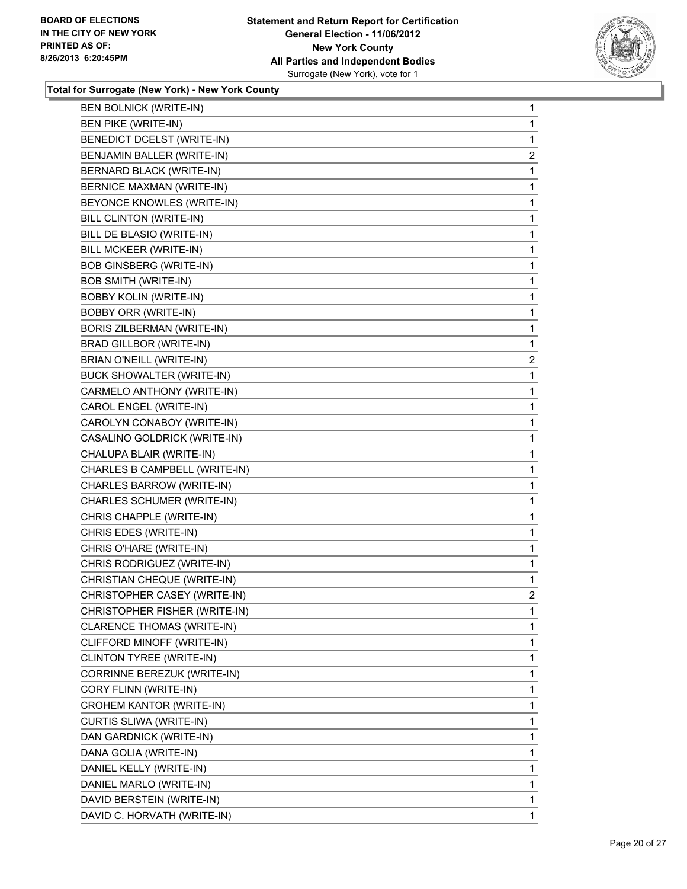**Total for Surrogate (New York) - New York County**

| Candidate | Votes |
|---|---|
| BEN BOLNICK (WRITE-IN) | 1 |
| BEN PIKE (WRITE-IN) | 1 |
| BENEDICT DCELST (WRITE-IN) | 1 |
| BENJAMIN BALLER (WRITE-IN) | 2 |
| BERNARD BLACK (WRITE-IN) | 1 |
| BERNICE MAXMAN (WRITE-IN) | 1 |
| BEYONCE KNOWLES (WRITE-IN) | 1 |
| BILL CLINTON (WRITE-IN) | 1 |
| BILL DE BLASIO (WRITE-IN) | 1 |
| BILL MCKEER (WRITE-IN) | 1 |
| BOB GINSBERG (WRITE-IN) | 1 |
| BOB SMITH (WRITE-IN) | 1 |
| BOBBY KOLIN (WRITE-IN) | 1 |
| BOBBY ORR (WRITE-IN) | 1 |
| BORIS ZILBERMAN (WRITE-IN) | 1 |
| BRAD GILLBOR (WRITE-IN) | 1 |
| BRIAN O'NEILL (WRITE-IN) | 2 |
| BUCK SHOWALTER (WRITE-IN) | 1 |
| CARMELO ANTHONY (WRITE-IN) | 1 |
| CAROL ENGEL (WRITE-IN) | 1 |
| CAROLYN CONABOY (WRITE-IN) | 1 |
| CASALINO GOLDRICK (WRITE-IN) | 1 |
| CHALUPA BLAIR (WRITE-IN) | 1 |
| CHARLES B CAMPBELL (WRITE-IN) | 1 |
| CHARLES BARROW (WRITE-IN) | 1 |
| CHARLES SCHUMER (WRITE-IN) | 1 |
| CHRIS CHAPPLE (WRITE-IN) | 1 |
| CHRIS EDES (WRITE-IN) | 1 |
| CHRIS O'HARE (WRITE-IN) | 1 |
| CHRIS RODRIGUEZ (WRITE-IN) | 1 |
| CHRISTIAN CHEQUE (WRITE-IN) | 1 |
| CHRISTOPHER CASEY (WRITE-IN) | 2 |
| CHRISTOPHER FISHER (WRITE-IN) | 1 |
| CLARENCE THOMAS (WRITE-IN) | 1 |
| CLIFFORD MINOFF (WRITE-IN) | 1 |
| CLINTON TYREE (WRITE-IN) | 1 |
| CORRINNE BEREZUK (WRITE-IN) | 1 |
| CORY FLINN (WRITE-IN) | 1 |
| CROHEM KANTOR (WRITE-IN) | 1 |
| CURTIS SLIWA (WRITE-IN) | 1 |
| DAN GARDNICK (WRITE-IN) | 1 |
| DANA GOLIA (WRITE-IN) | 1 |
| DANIEL KELLY (WRITE-IN) | 1 |
| DANIEL MARLO (WRITE-IN) | 1 |
| DAVID BERSTEIN (WRITE-IN) | 1 |
| DAVID C. HORVATH (WRITE-IN) | 1 |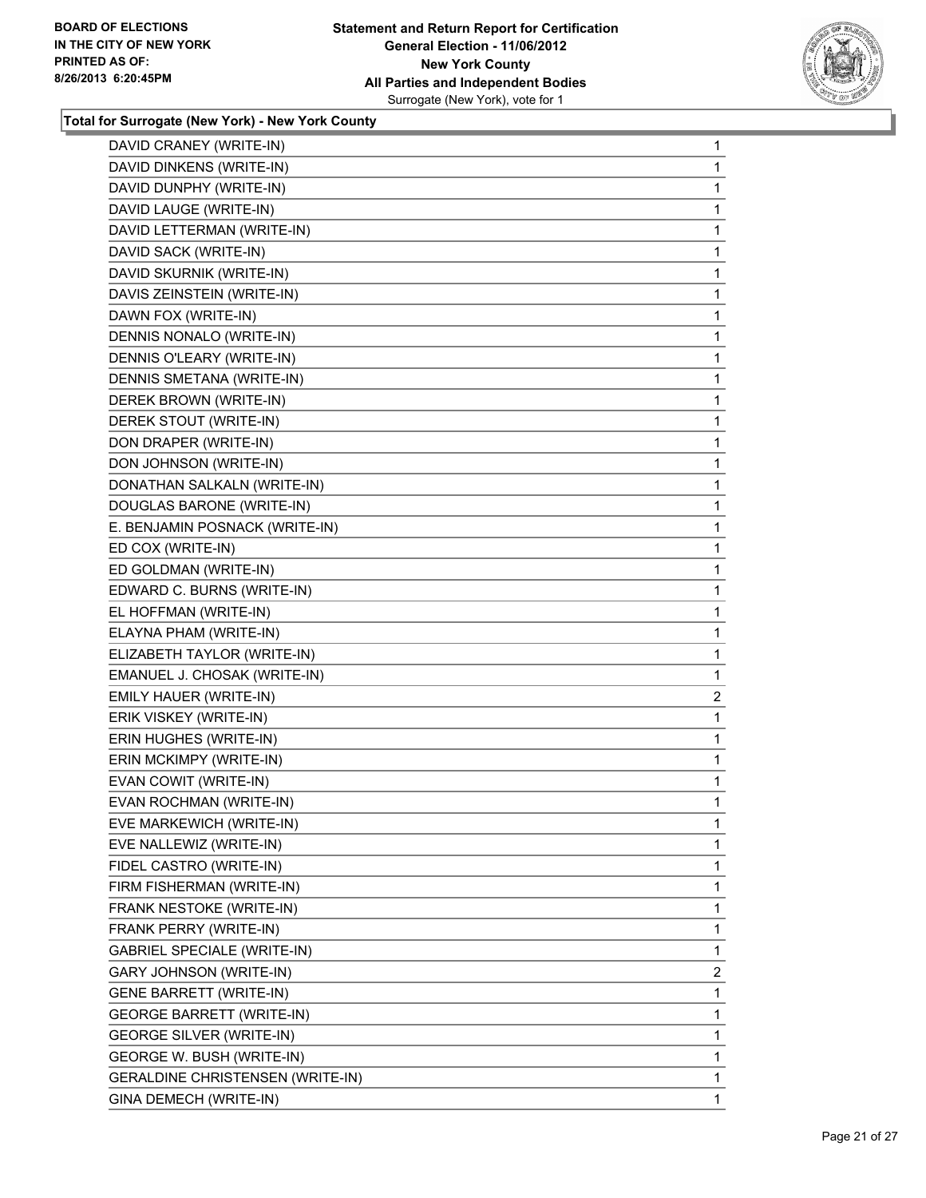**BOARD OF ELECTIONS IN THE CITY OF NEW YORK PRINTED AS OF: 8/26/2013 6:20:45PM**

**Statement and Return Report for Certification General Election - 11/06/2012 New York County All Parties and Independent Bodies**
Surrogate (New York), vote for 1

## Total for Surrogate (New York) - New York County

| | |
|---|---|
| DAVID CRANEY (WRITE-IN) | 1 |
| DAVID DINKENS (WRITE-IN) | 1 |
| DAVID DUNPHY (WRITE-IN) | 1 |
| DAVID LAUGE (WRITE-IN) | 1 |
| DAVID LETTERMAN (WRITE-IN) | 1 |
| DAVID SACK (WRITE-IN) | 1 |
| DAVID SKURNIK (WRITE-IN) | 1 |
| DAVIS ZEINSTEIN (WRITE-IN) | 1 |
| DAWN FOX (WRITE-IN) | 1 |
| DENNIS NONALO (WRITE-IN) | 1 |
| DENNIS O'LEARY (WRITE-IN) | 1 |
| DENNIS SMETANA (WRITE-IN) | 1 |
| DEREK BROWN (WRITE-IN) | 1 |
| DEREK STOUT (WRITE-IN) | 1 |
| DON DRAPER (WRITE-IN) | 1 |
| DON JOHNSON (WRITE-IN) | 1 |
| DONATHAN SALKALN (WRITE-IN) | 1 |
| DOUGLAS BARONE (WRITE-IN) | 1 |
| E. BENJAMIN POSNACK (WRITE-IN) | 1 |
| ED COX (WRITE-IN) | 1 |
| ED GOLDMAN (WRITE-IN) | 1 |
| EDWARD C. BURNS (WRITE-IN) | 1 |
| EL HOFFMAN (WRITE-IN) | 1 |
| ELAYNA PHAM (WRITE-IN) | 1 |
| ELIZABETH TAYLOR (WRITE-IN) | 1 |
| EMANUEL J. CHOSAK (WRITE-IN) | 1 |
| EMILY HAUER (WRITE-IN) | 2 |
| ERIK VISKEY (WRITE-IN) | 1 |
| ERIN HUGHES (WRITE-IN) | 1 |
| ERIN MCKIMPY (WRITE-IN) | 1 |
| EVAN COWIT (WRITE-IN) | 1 |
| EVAN ROCHMAN (WRITE-IN) | 1 |
| EVE MARKEWICH (WRITE-IN) | 1 |
| EVE NALLEWIZ (WRITE-IN) | 1 |
| FIDEL CASTRO (WRITE-IN) | 1 |
| FIRM FISHERMAN (WRITE-IN) | 1 |
| FRANK NESTOKE (WRITE-IN) | 1 |
| FRANK PERRY (WRITE-IN) | 1 |
| GABRIEL SPECIALE (WRITE-IN) | 1 |
| GARY JOHNSON (WRITE-IN) | 2 |
| GENE BARRETT (WRITE-IN) | 1 |
| GEORGE BARRETT (WRITE-IN) | 1 |
| GEORGE SILVER (WRITE-IN) | 1 |
| GEORGE W. BUSH (WRITE-IN) | 1 |
| GERALDINE CHRISTENSEN (WRITE-IN) | 1 |
| GINA DEMECH (WRITE-IN) | 1 |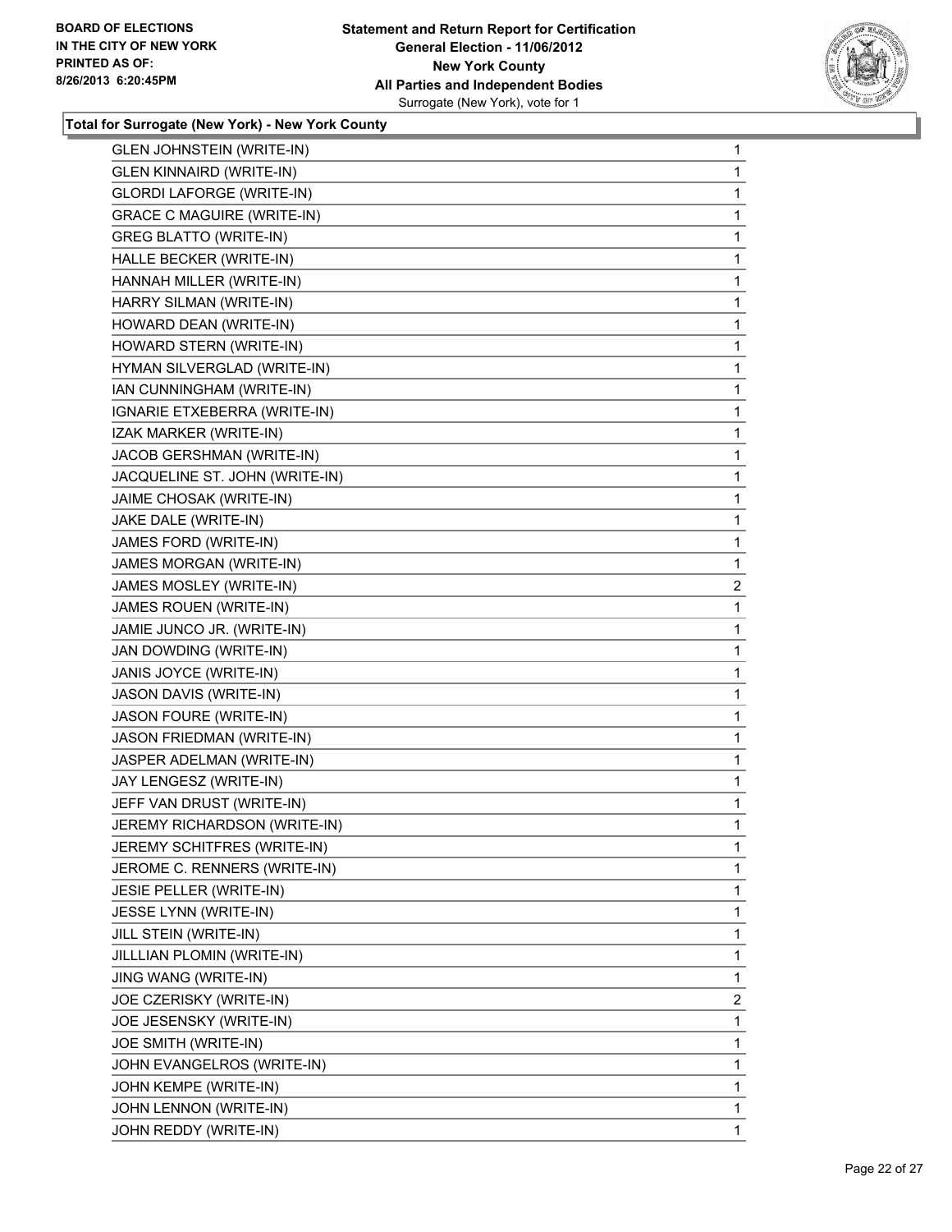BOARD OF ELECTIONS
IN THE CITY OF NEW YORK
PRINTED AS OF:
8/26/2013 6:20:45PM

**Statement and Return Report for Certification**
**General Election - 11/06/2012**
**New York County**
**All Parties and Independent Bodies**
Surrogate (New York), vote for 1

**Total for Surrogate (New York) - New York County**

| | |
|---|---|
| GLEN JOHNSTEIN (WRITE-IN) | 1 |
| GLEN KINNAIRD (WRITE-IN) | 1 |
| GLORDI LAFORGE (WRITE-IN) | 1 |
| GRACE C MAGUIRE (WRITE-IN) | 1 |
| GREG BLATTO (WRITE-IN) | 1 |
| HALLE BECKER (WRITE-IN) | 1 |
| HANNAH MILLER (WRITE-IN) | 1 |
| HARRY SILMAN (WRITE-IN) | 1 |
| HOWARD DEAN (WRITE-IN) | 1 |
| HOWARD STERN (WRITE-IN) | 1 |
| HYMAN SILVERGLAD (WRITE-IN) | 1 |
| IAN CUNNINGHAM (WRITE-IN) | 1 |
| IGNARIE ETXEBERRA (WRITE-IN) | 1 |
| IZAK MARKER (WRITE-IN) | 1 |
| JACOB GERSHMAN (WRITE-IN) | 1 |
| JACQUELINE ST. JOHN (WRITE-IN) | 1 |
| JAIME CHOSAK (WRITE-IN) | 1 |
| JAKE DALE (WRITE-IN) | 1 |
| JAMES FORD (WRITE-IN) | 1 |
| JAMES MORGAN (WRITE-IN) | 1 |
| JAMES MOSLEY (WRITE-IN) | 2 |
| JAMES ROUEN (WRITE-IN) | 1 |
| JAMIE JUNCO JR. (WRITE-IN) | 1 |
| JAN DOWDING (WRITE-IN) | 1 |
| JANIS JOYCE (WRITE-IN) | 1 |
| JASON DAVIS (WRITE-IN) | 1 |
| JASON FOURE (WRITE-IN) | 1 |
| JASON FRIEDMAN (WRITE-IN) | 1 |
| JASPER ADELMAN (WRITE-IN) | 1 |
| JAY LENGESZ (WRITE-IN) | 1 |
| JEFF VAN DRUST (WRITE-IN) | 1 |
| JEREMY RICHARDSON (WRITE-IN) | 1 |
| JEREMY SCHITFRES (WRITE-IN) | 1 |
| JEROME C. RENNERS (WRITE-IN) | 1 |
| JESIE PELLER (WRITE-IN) | 1 |
| JESSE LYNN (WRITE-IN) | 1 |
| JILL STEIN (WRITE-IN) | 1 |
| JILLLIAN PLOMIN (WRITE-IN) | 1 |
| JING WANG (WRITE-IN) | 1 |
| JOE CZERISKY (WRITE-IN) | 2 |
| JOE JESENSKY (WRITE-IN) | 1 |
| JOE SMITH (WRITE-IN) | 1 |
| JOHN EVANGELROS (WRITE-IN) | 1 |
| JOHN KEMPE (WRITE-IN) | 1 |
| JOHN LENNON (WRITE-IN) | 1 |
| JOHN REDDY (WRITE-IN) | 1 |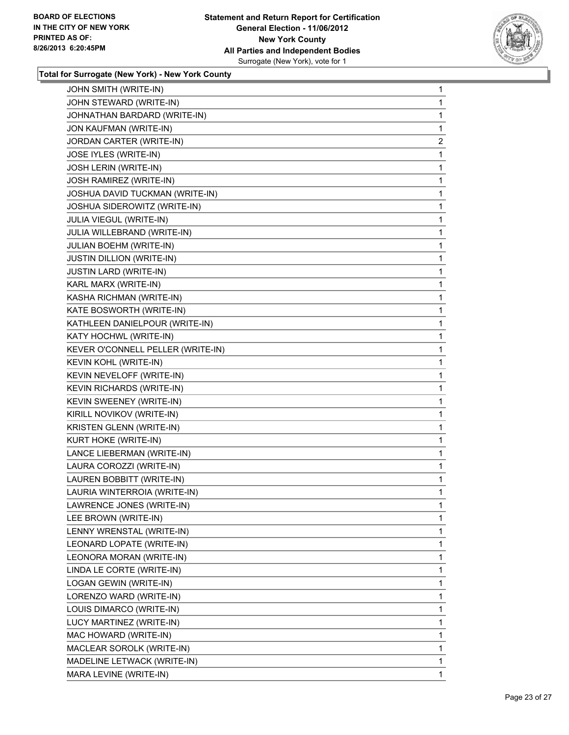**Statement and Return Report for Certification**
**General Election - 11/06/2012**
**New York County**
**All Parties and Independent Bodies**
Surrogate (New York), vote for 1

BOARD OF ELECTIONS
IN THE CITY OF NEW YORK
PRINTED AS OF:
8/26/2013 6:20:45PM

### Total for Surrogate (New York) - New York County

| | |
|---|---|
| JOHN SMITH (WRITE-IN) | 1 |
| JOHN STEWARD (WRITE-IN) | 1 |
| JOHNATHAN BARDARD (WRITE-IN) | 1 |
| JON KAUFMAN (WRITE-IN) | 1 |
| JORDAN CARTER (WRITE-IN) | 2 |
| JOSE IYLES (WRITE-IN) | 1 |
| JOSH LERIN (WRITE-IN) | 1 |
| JOSH RAMIREZ (WRITE-IN) | 1 |
| JOSHUA DAVID TUCKMAN (WRITE-IN) | 1 |
| JOSHUA SIDEROWITZ (WRITE-IN) | 1 |
| JULIA VIEGUL (WRITE-IN) | 1 |
| JULIA WILLEBRAND (WRITE-IN) | 1 |
| JULIAN BOEHM (WRITE-IN) | 1 |
| JUSTIN DILLION (WRITE-IN) | 1 |
| JUSTIN LARD (WRITE-IN) | 1 |
| KARL MARX (WRITE-IN) | 1 |
| KASHA RICHMAN (WRITE-IN) | 1 |
| KATE BOSWORTH (WRITE-IN) | 1 |
| KATHLEEN DANIELPOUR (WRITE-IN) | 1 |
| KATY HOCHWL (WRITE-IN) | 1 |
| KEVER O'CONNELL PELLER (WRITE-IN) | 1 |
| KEVIN KOHL (WRITE-IN) | 1 |
| KEVIN NEVELOFF (WRITE-IN) | 1 |
| KEVIN RICHARDS (WRITE-IN) | 1 |
| KEVIN SWEENEY (WRITE-IN) | 1 |
| KIRILL NOVIKOV (WRITE-IN) | 1 |
| KRISTEN GLENN (WRITE-IN) | 1 |
| KURT HOKE (WRITE-IN) | 1 |
| LANCE LIEBERMAN (WRITE-IN) | 1 |
| LAURA COROZZI (WRITE-IN) | 1 |
| LAUREN BOBBITT (WRITE-IN) | 1 |
| LAURIA WINTERROIA (WRITE-IN) | 1 |
| LAWRENCE JONES (WRITE-IN) | 1 |
| LEE BROWN (WRITE-IN) | 1 |
| LENNY WRENSTAL (WRITE-IN) | 1 |
| LEONARD LOPATE (WRITE-IN) | 1 |
| LEONORA MORAN (WRITE-IN) | 1 |
| LINDA LE CORTE (WRITE-IN) | 1 |
| LOGAN GEWIN (WRITE-IN) | 1 |
| LORENZO WARD (WRITE-IN) | 1 |
| LOUIS DIMARCO (WRITE-IN) | 1 |
| LUCY MARTINEZ (WRITE-IN) | 1 |
| MAC HOWARD (WRITE-IN) | 1 |
| MACLEAR SOROLK (WRITE-IN) | 1 |
| MADELINE LETWACK (WRITE-IN) | 1 |
| MARA LEVINE (WRITE-IN) | 1 |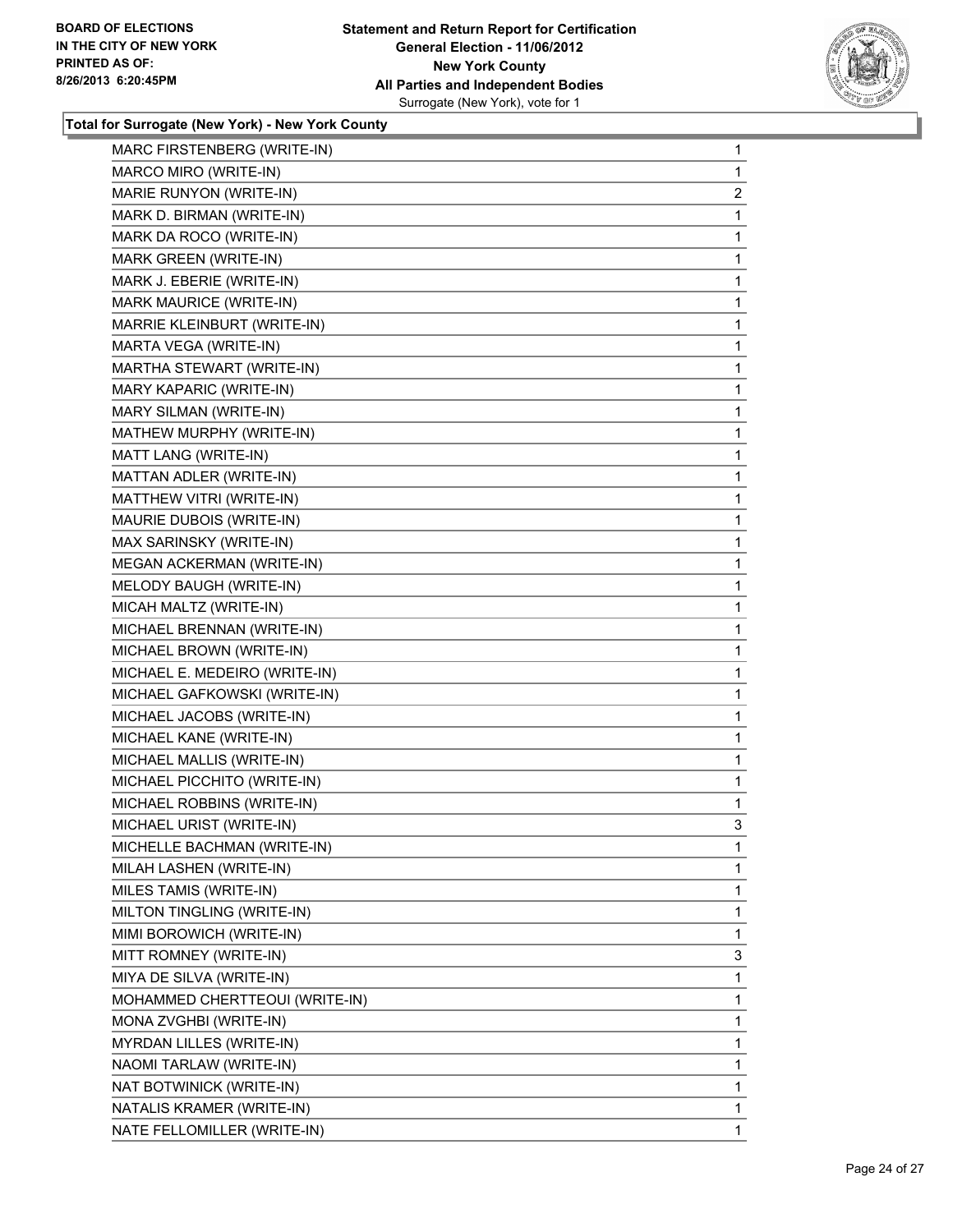BOARD OF ELECTIONS
IN THE CITY OF NEW YORK
PRINTED AS OF:
8/26/2013 6:20:45PM

**Statement and Return Report for Certification**
**General Election - 11/06/2012**
**New York County**
**All Parties and Independent Bodies**
Surrogate (New York), vote for 1

### Total for Surrogate (New York) - New York County

| | |
|---|---|
| MARC FIRSTENBERG (WRITE-IN) | 1 |
| MARCO MIRO (WRITE-IN) | 1 |
| MARIE RUNYON (WRITE-IN) | 2 |
| MARK D. BIRMAN (WRITE-IN) | 1 |
| MARK DA ROCO (WRITE-IN) | 1 |
| MARK GREEN (WRITE-IN) | 1 |
| MARK J. EBERIE (WRITE-IN) | 1 |
| MARK MAURICE (WRITE-IN) | 1 |
| MARRIE KLEINBURT (WRITE-IN) | 1 |
| MARTA VEGA (WRITE-IN) | 1 |
| MARTHA STEWART (WRITE-IN) | 1 |
| MARY KAPARIC (WRITE-IN) | 1 |
| MARY SILMAN (WRITE-IN) | 1 |
| MATHEW MURPHY (WRITE-IN) | 1 |
| MATT LANG (WRITE-IN) | 1 |
| MATTAN ADLER (WRITE-IN) | 1 |
| MATTHEW VITRI (WRITE-IN) | 1 |
| MAURIE DUBOIS (WRITE-IN) | 1 |
| MAX SARINSKY (WRITE-IN) | 1 |
| MEGAN ACKERMAN (WRITE-IN) | 1 |
| MELODY BAUGH (WRITE-IN) | 1 |
| MICAH MALTZ (WRITE-IN) | 1 |
| MICHAEL BRENNAN (WRITE-IN) | 1 |
| MICHAEL BROWN (WRITE-IN) | 1 |
| MICHAEL E. MEDEIRO (WRITE-IN) | 1 |
| MICHAEL GAFKOWSKI (WRITE-IN) | 1 |
| MICHAEL JACOBS (WRITE-IN) | 1 |
| MICHAEL KANE (WRITE-IN) | 1 |
| MICHAEL MALLIS (WRITE-IN) | 1 |
| MICHAEL PICCHITO (WRITE-IN) | 1 |
| MICHAEL ROBBINS (WRITE-IN) | 1 |
| MICHAEL URIST (WRITE-IN) | 3 |
| MICHELLE BACHMAN (WRITE-IN) | 1 |
| MILAH LASHEN (WRITE-IN) | 1 |
| MILES TAMIS (WRITE-IN) | 1 |
| MILTON TINGLING (WRITE-IN) | 1 |
| MIMI BOROWICH (WRITE-IN) | 1 |
| MITT ROMNEY (WRITE-IN) | 3 |
| MIYA DE SILVA (WRITE-IN) | 1 |
| MOHAMMED CHERTTEOUI (WRITE-IN) | 1 |
| MONA ZVGHBI (WRITE-IN) | 1 |
| MYRDAN LILLES (WRITE-IN) | 1 |
| NAOMI TARLAW (WRITE-IN) | 1 |
| NAT BOTWINICK (WRITE-IN) | 1 |
| NATALIS KRAMER (WRITE-IN) | 1 |
| NATE FELLOMILLER (WRITE-IN) | 1 |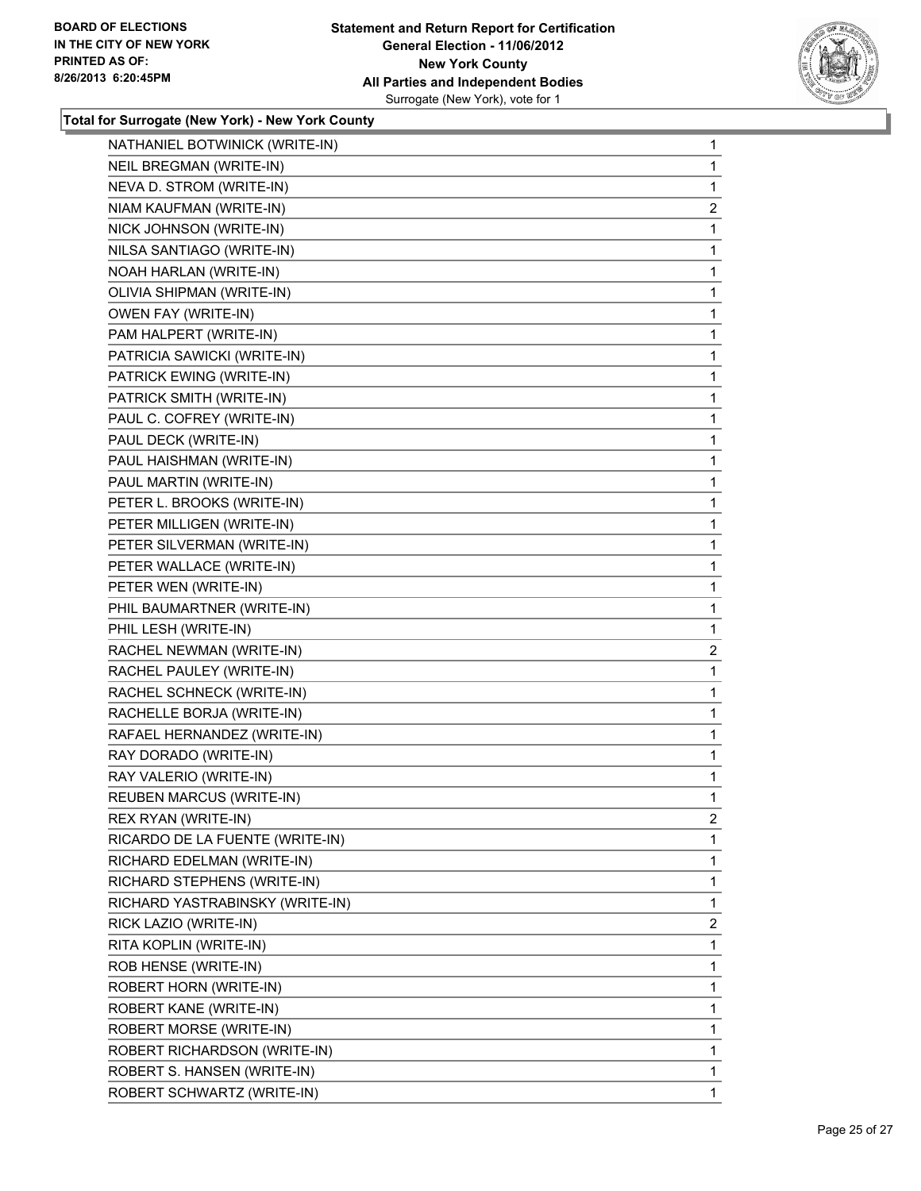**Total for Surrogate (New York) - New York County**

| Candidate | Votes |
|---|---|
| NATHANIEL BOTWINICK (WRITE-IN) | 1 |
| NEIL BREGMAN (WRITE-IN) | 1 |
| NEVA D. STROM (WRITE-IN) | 1 |
| NIAM KAUFMAN (WRITE-IN) | 2 |
| NICK JOHNSON (WRITE-IN) | 1 |
| NILSA SANTIAGO (WRITE-IN) | 1 |
| NOAH HARLAN (WRITE-IN) | 1 |
| OLIVIA SHIPMAN (WRITE-IN) | 1 |
| OWEN FAY (WRITE-IN) | 1 |
| PAM HALPERT (WRITE-IN) | 1 |
| PATRICIA SAWICKI (WRITE-IN) | 1 |
| PATRICK EWING (WRITE-IN) | 1 |
| PATRICK SMITH (WRITE-IN) | 1 |
| PAUL C. COFREY (WRITE-IN) | 1 |
| PAUL DECK (WRITE-IN) | 1 |
| PAUL HAISHMAN (WRITE-IN) | 1 |
| PAUL MARTIN (WRITE-IN) | 1 |
| PETER L. BROOKS (WRITE-IN) | 1 |
| PETER MILLIGEN (WRITE-IN) | 1 |
| PETER SILVERMAN (WRITE-IN) | 1 |
| PETER WALLACE (WRITE-IN) | 1 |
| PETER WEN (WRITE-IN) | 1 |
| PHIL BAUMARTNER (WRITE-IN) | 1 |
| PHIL LESH (WRITE-IN) | 1 |
| RACHEL NEWMAN (WRITE-IN) | 2 |
| RACHEL PAULEY (WRITE-IN) | 1 |
| RACHEL SCHNECK (WRITE-IN) | 1 |
| RACHELLE BORJA (WRITE-IN) | 1 |
| RAFAEL HERNANDEZ (WRITE-IN) | 1 |
| RAY DORADO (WRITE-IN) | 1 |
| RAY VALERIO (WRITE-IN) | 1 |
| REUBEN MARCUS (WRITE-IN) | 1 |
| REX RYAN (WRITE-IN) | 2 |
| RICARDO DE LA FUENTE (WRITE-IN) | 1 |
| RICHARD EDELMAN (WRITE-IN) | 1 |
| RICHARD STEPHENS (WRITE-IN) | 1 |
| RICHARD YASTRABINSKY (WRITE-IN) | 1 |
| RICK LAZIO (WRITE-IN) | 2 |
| RITA KOPLIN (WRITE-IN) | 1 |
| ROB HENSE (WRITE-IN) | 1 |
| ROBERT HORN (WRITE-IN) | 1 |
| ROBERT KANE (WRITE-IN) | 1 |
| ROBERT MORSE (WRITE-IN) | 1 |
| ROBERT RICHARDSON (WRITE-IN) | 1 |
| ROBERT S. HANSEN (WRITE-IN) | 1 |
| ROBERT SCHWARTZ (WRITE-IN) | 1 |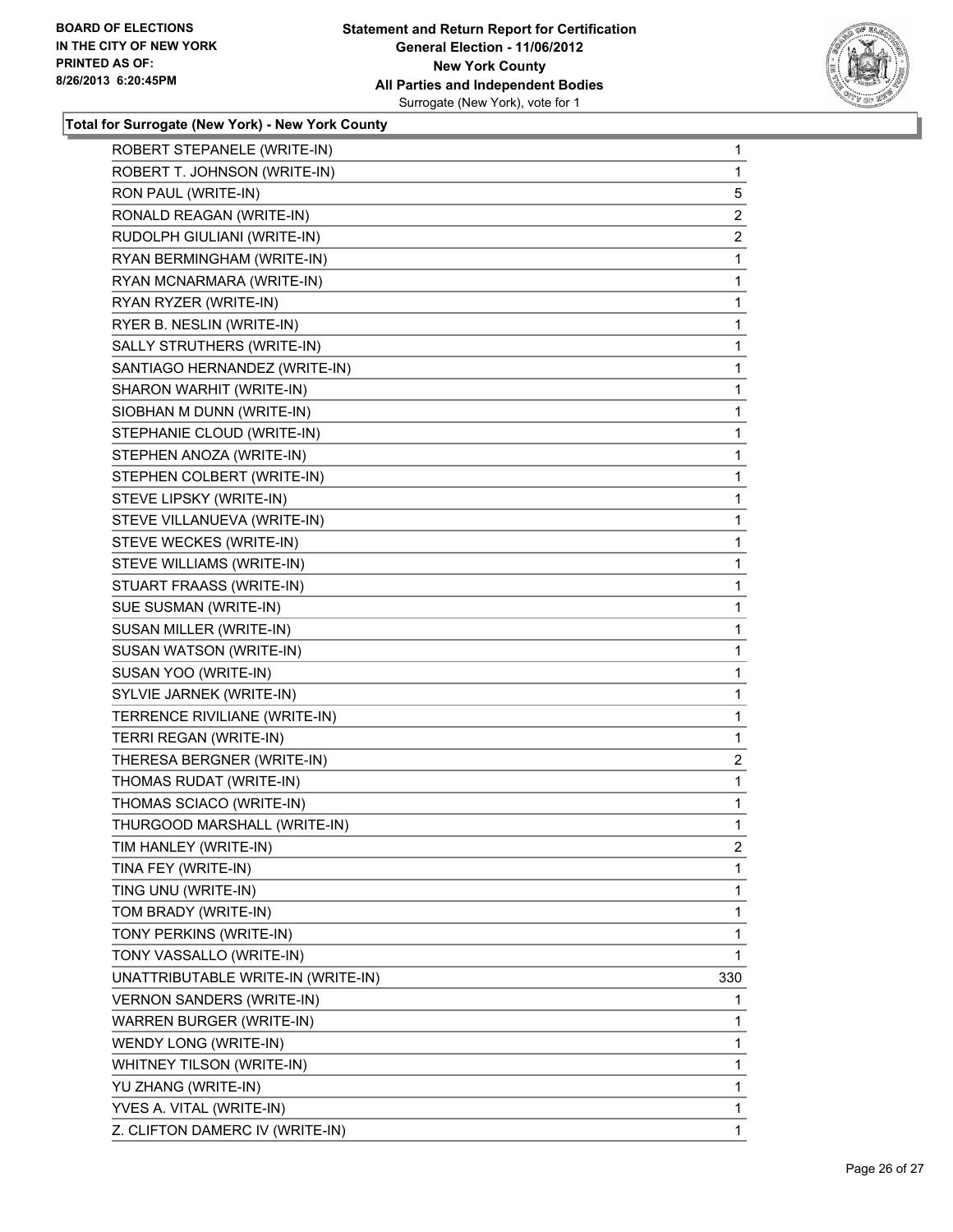**Total for Surrogate (New York) - New York County**

| | |
|---|---|
| ROBERT STEPANELE (WRITE-IN) | 1 |
| ROBERT T. JOHNSON (WRITE-IN) | 1 |
| RON PAUL (WRITE-IN) | 5 |
| RONALD REAGAN (WRITE-IN) | 2 |
| RUDOLPH GIULIANI (WRITE-IN) | 2 |
| RYAN BERMINGHAM (WRITE-IN) | 1 |
| RYAN MCNARMARA (WRITE-IN) | 1 |
| RYAN RYZER (WRITE-IN) | 1 |
| RYER B. NESLIN (WRITE-IN) | 1 |
| SALLY STRUTHERS (WRITE-IN) | 1 |
| SANTIAGO HERNANDEZ (WRITE-IN) | 1 |
| SHARON WARHIT (WRITE-IN) | 1 |
| SIOBHAN M DUNN (WRITE-IN) | 1 |
| STEPHANIE CLOUD (WRITE-IN) | 1 |
| STEPHEN ANOZA (WRITE-IN) | 1 |
| STEPHEN COLBERT (WRITE-IN) | 1 |
| STEVE LIPSKY (WRITE-IN) | 1 |
| STEVE VILLANUEVA (WRITE-IN) | 1 |
| STEVE WECKES (WRITE-IN) | 1 |
| STEVE WILLIAMS (WRITE-IN) | 1 |
| STUART FRAASS (WRITE-IN) | 1 |
| SUE SUSMAN (WRITE-IN) | 1 |
| SUSAN MILLER (WRITE-IN) | 1 |
| SUSAN WATSON (WRITE-IN) | 1 |
| SUSAN YOO (WRITE-IN) | 1 |
| SYLVIE JARNEK (WRITE-IN) | 1 |
| TERRENCE RIVILIANE (WRITE-IN) | 1 |
| TERRI REGAN (WRITE-IN) | 1 |
| THERESA BERGNER (WRITE-IN) | 2 |
| THOMAS RUDAT (WRITE-IN) | 1 |
| THOMAS SCIACO (WRITE-IN) | 1 |
| THURGOOD MARSHALL (WRITE-IN) | 1 |
| TIM HANLEY (WRITE-IN) | 2 |
| TINA FEY (WRITE-IN) | 1 |
| TING UNU (WRITE-IN) | 1 |
| TOM BRADY (WRITE-IN) | 1 |
| TONY PERKINS (WRITE-IN) | 1 |
| TONY VASSALLO (WRITE-IN) | 1 |
| UNATTRIBUTABLE WRITE-IN (WRITE-IN) | 330 |
| VERNON SANDERS (WRITE-IN) | 1 |
| WARREN BURGER (WRITE-IN) | 1 |
| WENDY LONG (WRITE-IN) | 1 |
| WHITNEY TILSON (WRITE-IN) | 1 |
| YU ZHANG (WRITE-IN) | 1 |
| YVES A. VITAL (WRITE-IN) | 1 |
| Z. CLIFTON DAMERC IV (WRITE-IN) | 1 |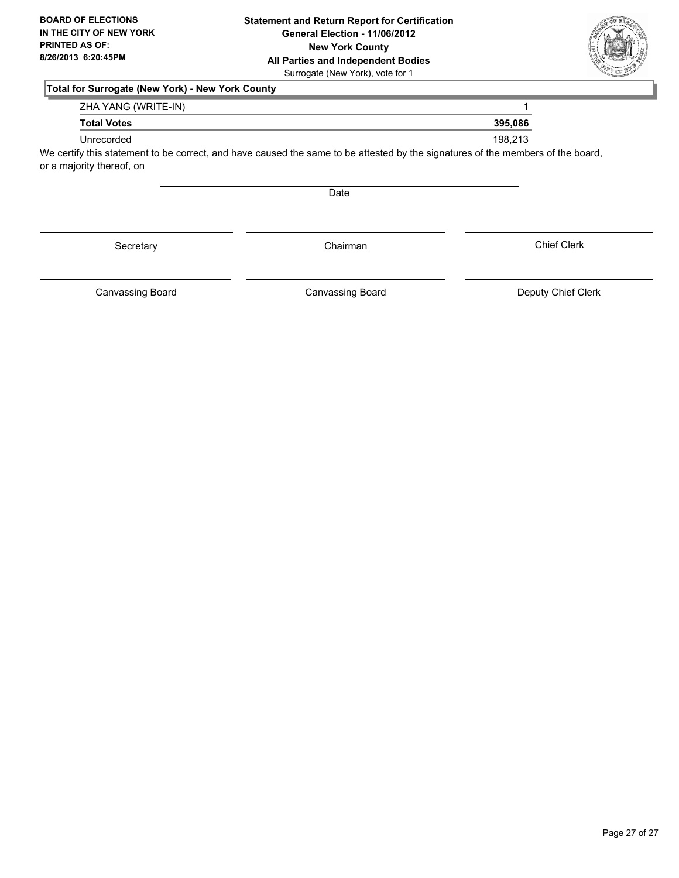**BOARD OF ELECTIONS IN THE CITY OF NEW YORK PRINTED AS OF: 8/26/2013 6:20:45PM**

**Statement and Return Report for Certification**
**General Election - 11/06/2012**
**New York County**
**All Parties and Independent Bodies**
Surrogate (New York), vote for 1

### Total for Surrogate (New York) - New York County

| | |
|---|---|
| ZHA YANG (WRITE-IN) | 1 |
| **Total Votes** | **395,086** |
| Unrecorded | 198,213 |

We certify this statement to be correct, and have caused the same to be attested by the signatures of the members of the board, or a majority thereof, on

Date

Secretary

Chairman

Chief Clerk

Canvassing Board

Canvassing Board

Deputy Chief Clerk